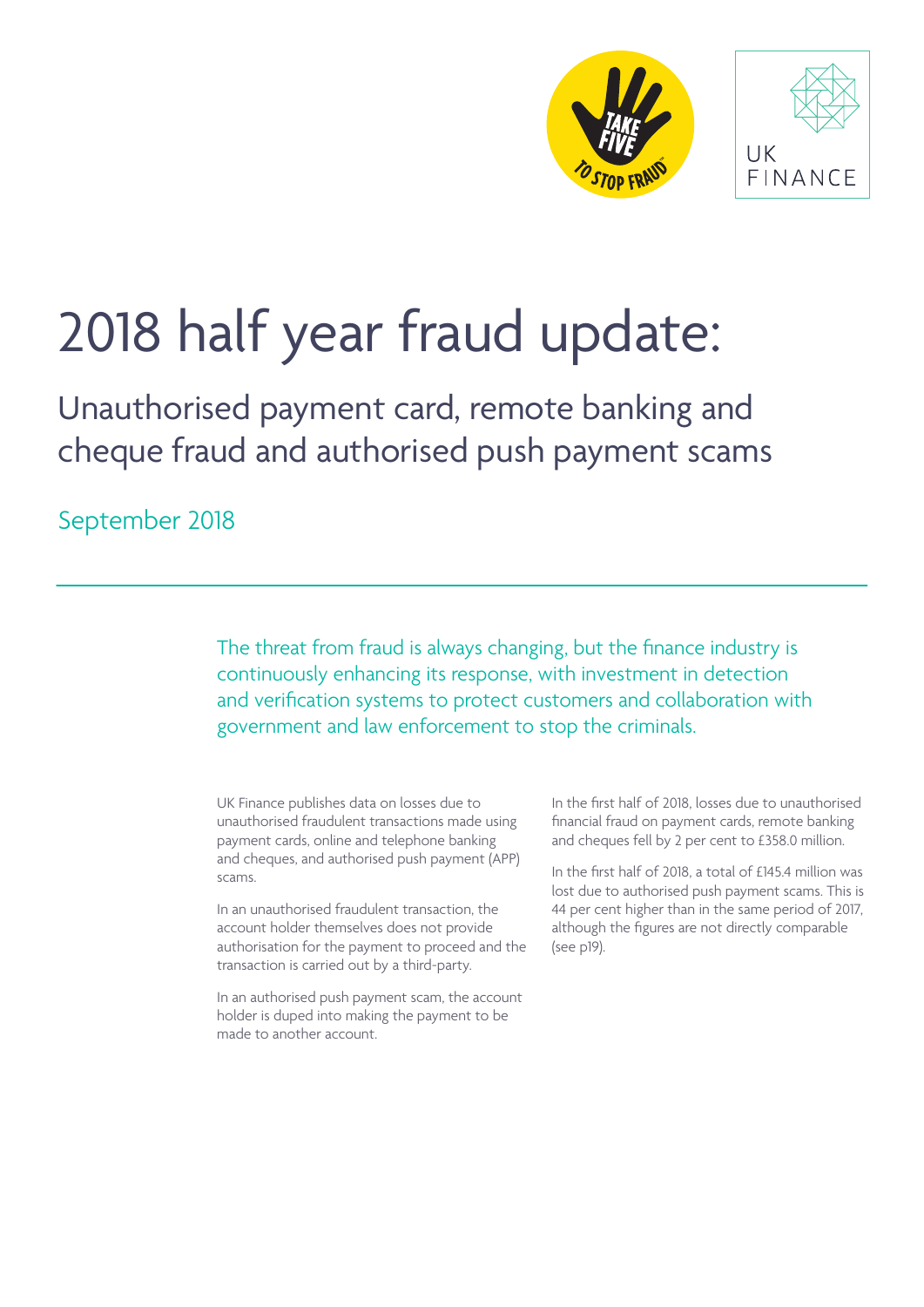# 2018 half year fraud update:

## Unaturised payment card, remote banking and cheque fraud and authorised push payment scams

September 2018

The threat from fraud is always changing, but the finance industry is continuously enhancing its response, with investment in detection and verification systems to protect customers and collaboration with government and law enforcement to stop the criminals.

UK Finance publishes data on losses due to unauthorised fraudulent transactions made using payment cards, online and telephone banking and cheques, and authorised push payment (APP) scams.

In an unauthorised fraudulent transaction, the account holder themselves does not provide authorisation for the payment to proceed and the transaction is carried out by a third-party.

In an authorised push payment scam, the account holder is duped into making the payment to be made to another account.

In the first half of 2018, losses due to unauthorised financial fraud on payment cards, remote banking and cheques fell by 2 per cent to £358.0 million.

In the first half of 2018, a total of £145.4 million was lost due to authorised push payment scams. This is 44 per cent higher than in the same period of 2017, although the figures are not directly comparable (see p19).

# 2018 half year fraud update:

## Unauthorised payment card, remote banking and cheque fraud and authorised push payment scams

September 2018

The threat from fraud is always changing, but the finance industry is continuously enhancing its response, with investment in detection and verification systems to protect customers and collaboration with government and law enforcement to stop the criminals.

UK Finance publishes data on losses due to unauthorised fraudulent transactions made using payment cards, online and telephone banking and cheques, and authorised push payment (APP) scams.

In an unauthorised fraudulent transaction, the account holder themselves does not provide authorisation for the payment to proceed and the transaction is carried out by a third-party.

In an authorised push payment scam, the account holder is duped into making the payment to be made to another account.

In the first half of 2018, losses due to unauthorised financial fraud on payment cards, remote banking and cheques fell by 2 per cent to £358.0 million.

In the first half of 2018, a total of £145.4 million was lost due to authorised push payment scams. This is 44 per cent higher than in the same period of 2017, although the figures are not directly comparable (see p19).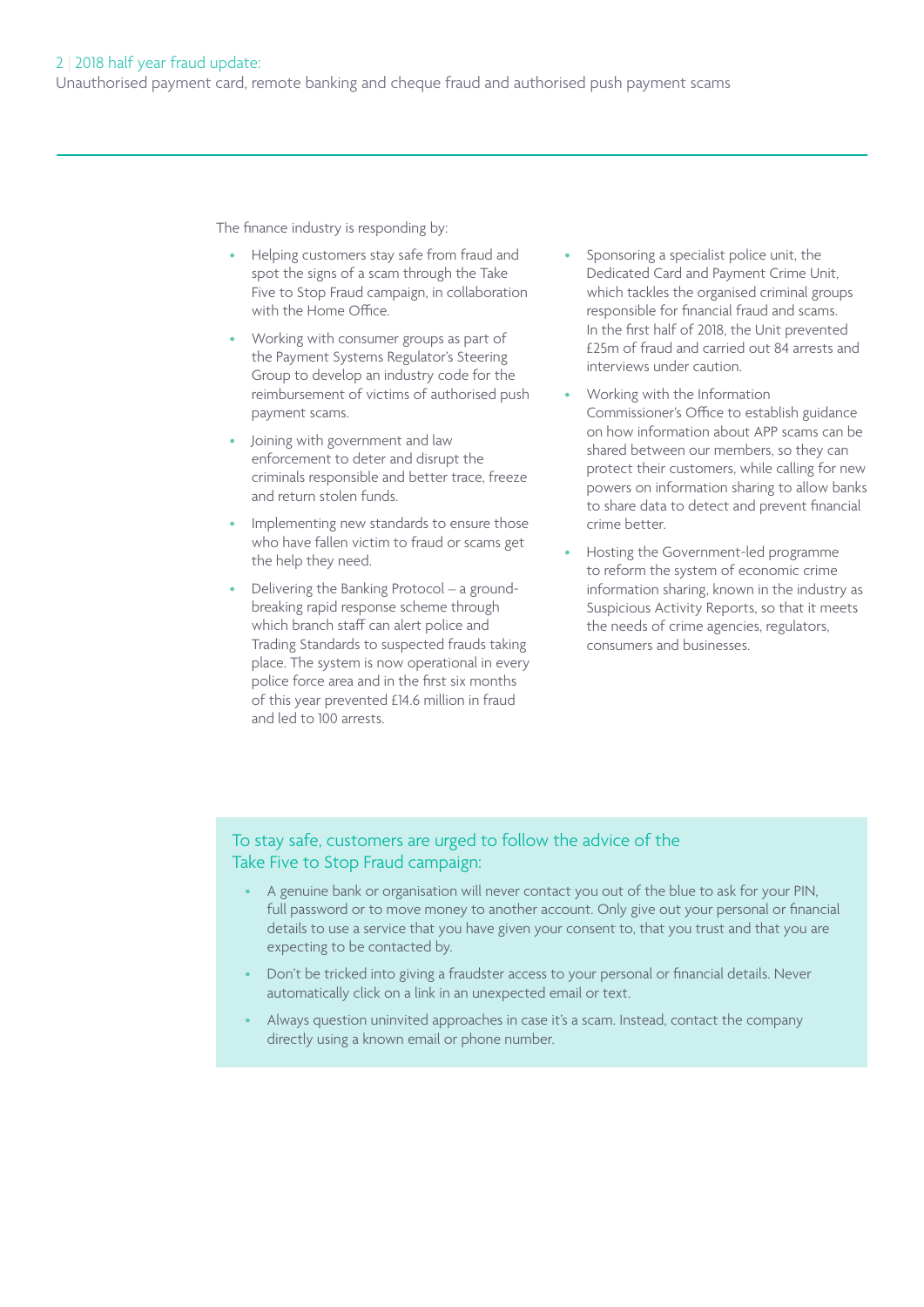The finance industry is responding by:

- Helping customers stay safe from fraud and spot the signs of a scam through the Take Five to Stop Fraud campaign, in collaboration with the Home Office.
- Working with consumer groups as part of the Payment Systems Regulator's Steering Group to develop an industry code for the reimbursement of victims of authorised push payment scams.
- Joining with government and law enforcement to deter and disrupt the criminals responsible and better trace, freeze and return stolen funds.
- Implementing new standards to ensure those who have fallen victim to fraud or scams get the help they need.
- Delivering the Banking Protocol – a ground-breaking rapid response scheme through which branch staff can alert police and Trading Standards to suspected frauds taking place. The system is now operational in every police force area and in the first six months of this year prevented £14.6 million in fraud and led to 100 arrests.
- Sponsoring a specialist police unit, the Dedicated Card and Payment Crime Unit, which tackles the organised criminal groups responsible for financial fraud and scams. In the first half of 2018, the Unit prevented £25m of fraud and carried out 84 arrests and interviews under caution.
- Working with the Information Commissioner's Office to establish guidance on how information about APP scams can be shared between our members, so they can protect their customers, while calling for new powers on information sharing to allow banks to share data to detect and prevent financial crime better.
- Hosting the Government-led programme to reform the system of economic crime information sharing, known in the industry as Suspicious Activity Reports, so that it meets the needs of crime agencies, regulators, consumers and businesses.

### To stay safe, customers are urged to follow the advice of the Take Five to Stop Fraud campaign:

- A genuine bank or organisation will never contact you out of the blue to ask for your PIN, full password or to move money to another account. Only give out your personal or financial details to use a service that you have given your consent to, that you trust and that you are expecting to be contacted by.
- Don't be tricked into giving a fraudster access to your personal or financial details. Never automatically click on a link in an unexpected email or text.
- Always question uninvited approaches in case it's a scam. Instead, contact the company directly using a known email or phone number.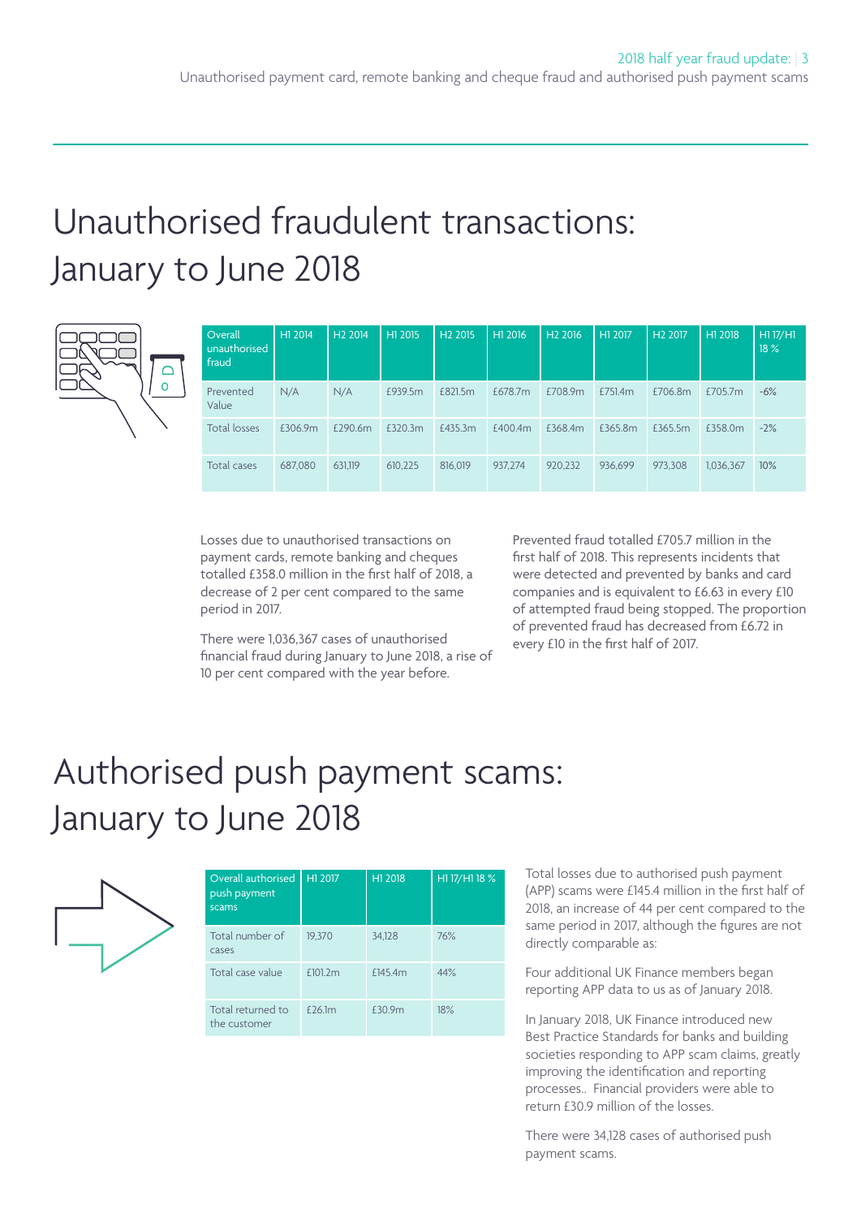// Unauthorised fraudulent transactions: January to June 2018

| Overall unauthorised fraud | H1 2014 | H2 2014 | H1 2015 | H2 2015 | H1 2016 | H2 2016 | H1 2017 | H2 2017 | H1 2018 | H1 17/H1 18 % |
|---|---|---|---|---|---|---|---|---|---|---|
| Prevented Value | N/A | N/A | £939.5m | £821.5m | £678.7m | £708.9m | £751.4m | £706.8m | £705.7m | -6% |
| Total losses | £306.9m | £290.6m | £320.3m | £435.3m | £400.4m | £368.4m | £365.8m | £365.5m | £358.0m | -2% |
| Total cases | 687,080 | 631,119 | 610,225 | 816,019 | 937,274 | 920,232 | 936,699 | 973,308 | 1,036,367 | 10% |

Losses due to unauthorised transactions on payment cards, remote banking and cheques totalled £358.0 million in the first half of 2018, a decrease of 2 per cent compared to the same period in 2017.

There were 1,036,367 cases of unauthorised financial fraud during January to June 2018, a rise of 10 per cent compared with the year before.

Prevented fraud totalled £705.7 million in the first half of 2018. This represents incidents that were detected and prevented by banks and card companies and is equivalent to £6.63 in every £10 of attempted fraud being stopped. The proportion of prevented fraud has decreased from £6.72 in every £10 in the first half of 2017.

# Authorised push payment scams: January to June 2018

| Overall authorised push payment scams | H1 2017 | H1 2018 | H1 17/H1 18 % |
|---|---|---|---|
| Total number of cases | 19,370 | 34,128 | 76% |
| Total case value | £101.2m | £145.4m | 44% |
| Total returned to the customer | £26.1m | £30.9m | 18% |

Total losses due to authorised push payment (APP) scams were £145.4 million in the first half of 2018, an increase of 44 per cent compared to the same period in 2017, although the figures are not directly comparable as:

Four additional UK Finance members began reporting APP data to us as of January 2018.

In January 2018, UK Finance introduced new Best Practice Standards for banks and building societies responding to APP scam claims, greatly improving the identification and reporting processes.. Financial providers were able to return £30.9 million of the losses.

There were 34,128 cases of authorised push payment scams.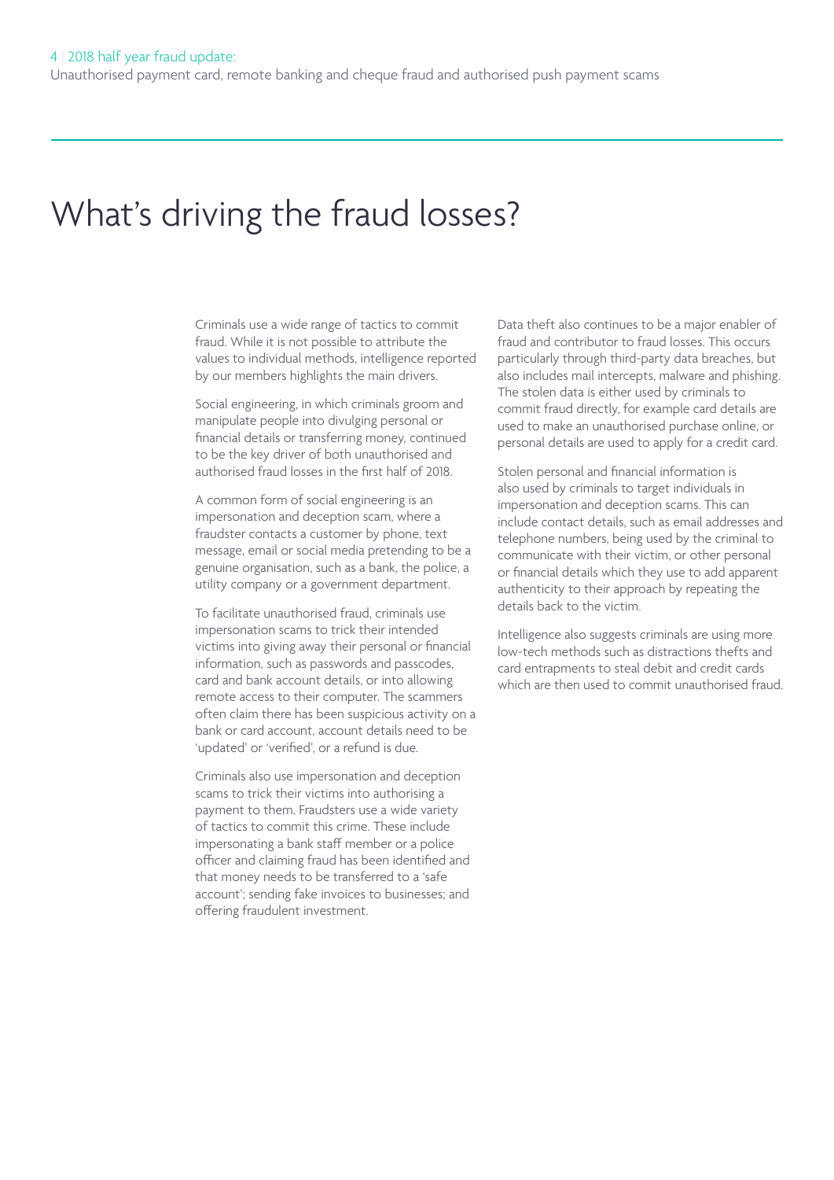# What's driving the fraud losses?

Criminals use a wide range of tactics to commit fraud. While it is not possible to attribute the values to individual methods, intelligence reported by our members highlights the main drivers.

Social engineering, in which criminals groom and manipulate people into divulging personal or financial details or transferring money, continued to be the key driver of both unauthorised and authorised fraud losses in the first half of 2018.

A common form of social engineering is an impersonation and deception scam, where a fraudster contacts a customer by phone, text message, email or social media pretending to be a genuine organisation, such as a bank, the police, a utility company or a government department.

To facilitate unauthorised fraud, criminals use impersonation scams to trick their intended victims into giving away their personal or financial information, such as passwords and passcodes, card and bank account details, or into allowing remote access to their computer. The scammers often claim there has been suspicious activity on a bank or card account, account details need to be 'updated' or 'verified', or a refund is due.

Criminals also use impersonation and deception scams to trick their victims into authorising a payment to them. Fraudsters use a wide variety of tactics to commit this crime. These include impersonating a bank staff member or a police officer and claiming fraud has been identified and that money needs to be transferred to a 'safe account'; sending fake invoices to businesses; and offering fraudulent investment.

Data theft also continues to be a major enabler of fraud and contributor to fraud losses. This occurs particularly through third-party data breaches, but also includes mail intercepts, malware and phishing. The stolen data is either used by criminals to commit fraud directly, for example card details are used to make an unauthorised purchase online, or personal details are used to apply for a credit card.

Stolen personal and financial information is also used by criminals to target individuals in impersonation and deception scams. This can include contact details, such as email addresses and telephone numbers, being used by the criminal to communicate with their victim, or other personal or financial details which they use to add apparent authenticity to their approach by repeating the details back to the victim.

Intelligence also suggests criminals are using more low-tech methods such as distractions thefts and card entrapments to steal debit and credit cards which are then used to commit unauthorised fraud.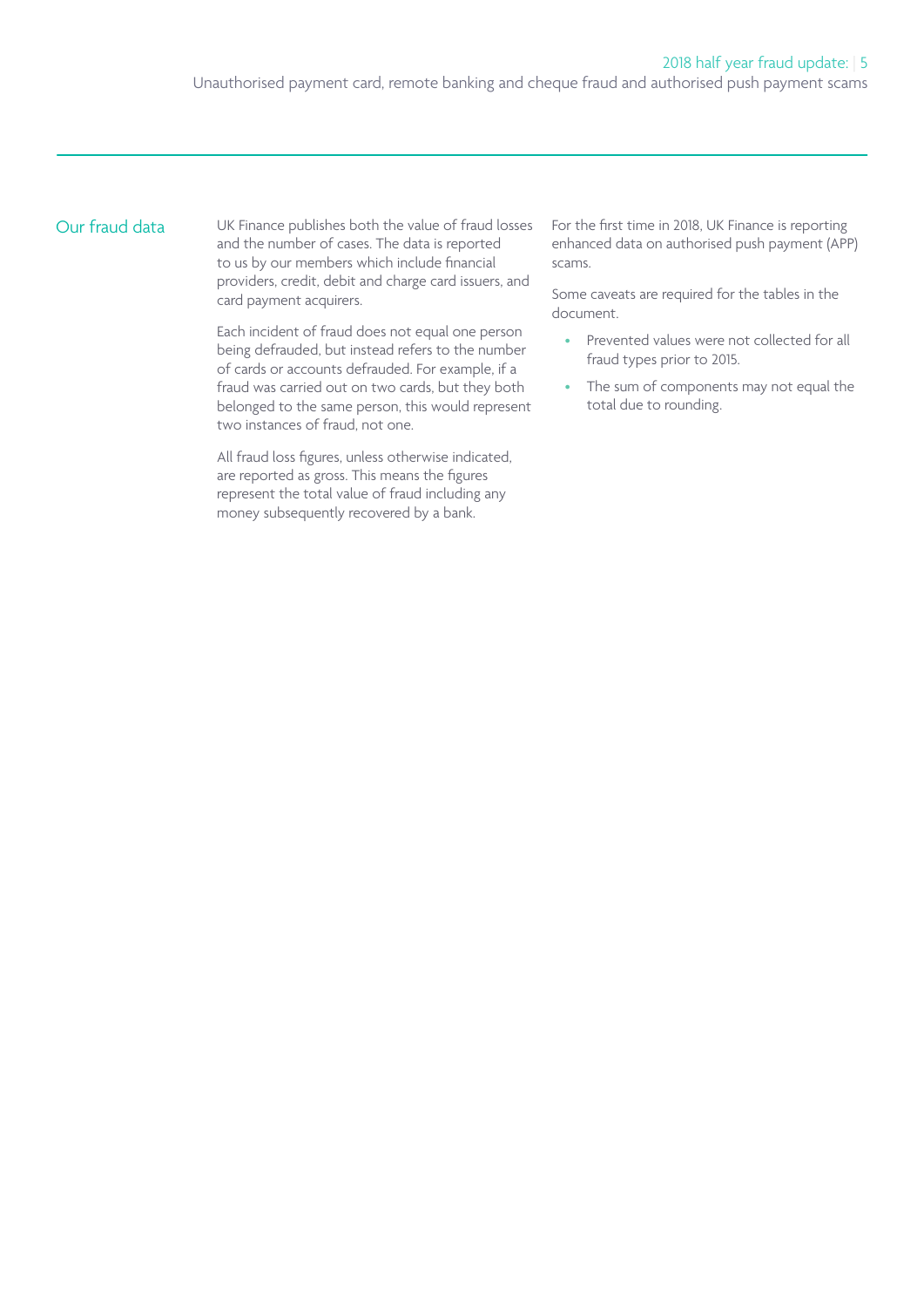## Our fraud data

UK Finance publishes both the value of fraud losses and the number of cases. The data is reported to us by our members which include financial providers, credit, debit and charge card issuers, and card payment acquirers.

Each incident of fraud does not equal one person being defrauded, but instead refers to the number of cards or accounts defrauded. For example, if a fraud was carried out on two cards, but they both belonged to the same person, this would represent two instances of fraud, not one.

All fraud loss figures, unless otherwise indicated, are reported as gross. This means the figures represent the total value of fraud including any money subsequently recovered by a bank.

For the first time in 2018, UK Finance is reporting enhanced data on authorised push payment (APP) scams.

Some caveats are required for the tables in the document.

- Prevented values were not collected for all fraud types prior to 2015.
- The sum of components may not equal the total due to rounding.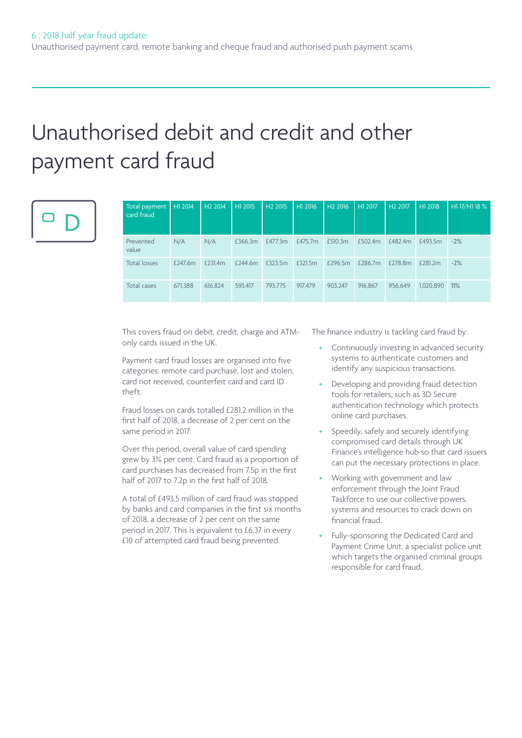# Unauthorised debit and credit and other payment card fraud

| Total payment card fraud | H1 2014 | H2 2014 | H1 2015 | H2 2015 | H1 2016 | H2 2016 | H1 2017 | H2 2017 | H1 2018 | H1 17/H1 18 % |
|---|---|---|---|---|---|---|---|---|---|---|
| Prevented value | N/A | N/A | £366.3m | £477.3m | £475.7m | £510.3m | £502.4m | £482.4m | £493.5m | -2% |
| Total losses | £247.6m | £231.4m | £244.6m | £323.5m | £321.5m | £296.5m | £286.7m | £278.8m | £281.2m | -2% |
| Total cases | 671,388 | 616,824 | 593,417 | 793,775 | 917,479 | 903,247 | 916,867 | 956,649 | 1,020,890 | 11% |

This covers fraud on debit, credit, charge and ATM-only cards issued in the UK.

Payment card fraud losses are organised into five categories: remote card purchase, lost and stolen, card not received, counterfeit card and card ID theft.

Fraud losses on cards totalled £281.2 million in the first half of 2018, a decrease of 2 per cent on the same period in 2017.

Over this period, overall value of card spending grew by 3% per cent. Card fraud as a proportion of card purchases has decreased from 7.5p in the first half of 2017 to 7.2p in the first half of 2018.

A total of £493.5 million of card fraud was stopped by banks and card companies in the first six months of 2018, a decrease of 2 per cent on the same period in 2017. This is equivalent to £6.37 in every £10 of attempted card fraud being prevented.

The finance industry is tackling card fraud by:

- Continuously investing in advanced security systems to authenticate customers and identify any suspicious transactions.
- Developing and providing fraud detection tools for retailers, such as 3D Secure authentication technology which protects online card purchases.
- Speedily, safely and securely identifying compromised card details through UK Finance's intelligence hub so that card issuers can put the necessary protections in place.
- Working with government and law enforcement through the Joint Fraud Taskforce to use our collective powers, systems and resources to crack down on financial fraud.
- Fully-sponsoring the Dedicated Card and Payment Crime Unit, a specialist police unit which targets the organised criminal groups responsible for card fraud.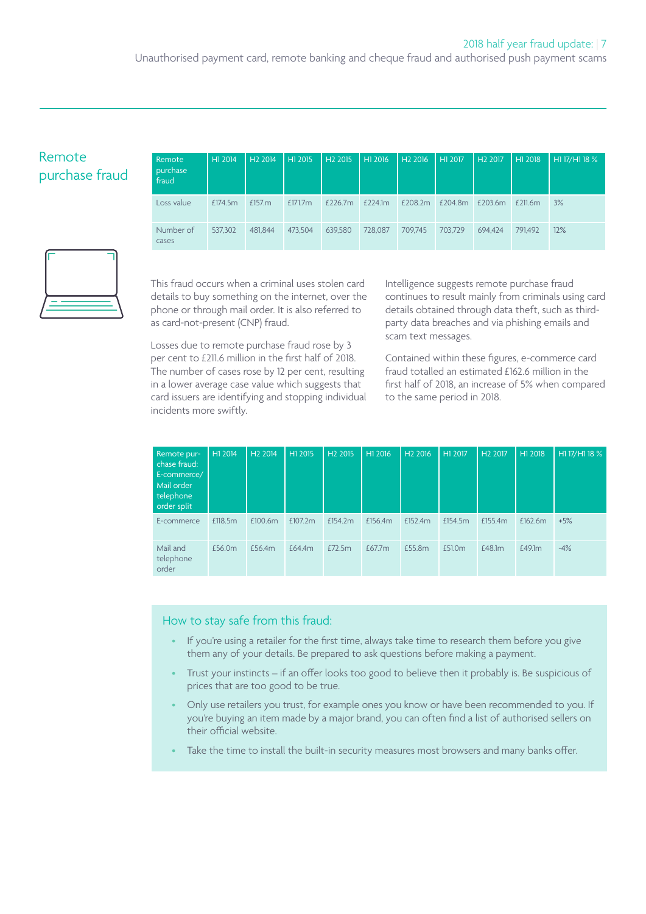## Remote purchase fraud

| Remote purchase fraud | H1 2014 | H2 2014 | H1 2015 | H2 2015 | H1 2016 | H2 2016 | H1 2017 | H2 2017 | H1 2018 | H1 17/H1 18 % |
|---|---|---|---|---|---|---|---|---|---|---|
| Loss value | £174.5m | £157.m | £171.7m | £226.7m | £224.1m | £208.2m | £204.8m | £203.6m | £211.6m | 3% |
| Number of cases | 537,302 | 481,844 | 473,504 | 639,580 | 728,087 | 709,745 | 703,729 | 694,424 | 791,492 | 12% |

This fraud occurs when a criminal uses stolen card details to buy something on the internet, over the phone or through mail order. It is also referred to as card-not-present (CNP) fraud.

Losses due to remote purchase fraud rose by 3 per cent to £211.6 million in the first half of 2018. The number of cases rose by 12 per cent, resulting in a lower average case value which suggests that card issuers are identifying and stopping individual incidents more swiftly.

Intelligence suggests remote purchase fraud continues to result mainly from criminals using card details obtained through data theft, such as third-party data breaches and via phishing emails and scam text messages.

Contained within these figures, e-commerce card fraud totalled an estimated £162.6 million in the first half of 2018, an increase of 5% when compared to the same period in 2018.

| Remote purchase fraud: E-commerce/ Mail order telephone order split | H1 2014 | H2 2014 | H1 2015 | H2 2015 | H1 2016 | H2 2016 | H1 2017 | H2 2017 | H1 2018 | H1 17/H1 18 % |
|---|---|---|---|---|---|---|---|---|---|---|
| E-commerce | £118.5m | £100.6m | £107.2m | £154.2m | £156.4m | £152.4m | £154.5m | £155.4m | £162.6m | +5% |
| Mail and telephone order | £56.0m | £56.4m | £64.4m | £72.5m | £67.7m | £55.8m | £51.0m | £48.1m | £49.1m | -4% |

### How to stay safe from this fraud:

- If you're using a retailer for the first time, always take time to research them before you give them any of your details. Be prepared to ask questions before making a payment.
- Trust your instincts – if an offer looks too good to believe then it probably is. Be suspicious of prices that are too good to be true.
- Only use retailers you trust, for example ones you know or have been recommended to you. If you're buying an item made by a major brand, you can often find a list of authorised sellers on their official website.
- Take the time to install the built-in security measures most browsers and many banks offer.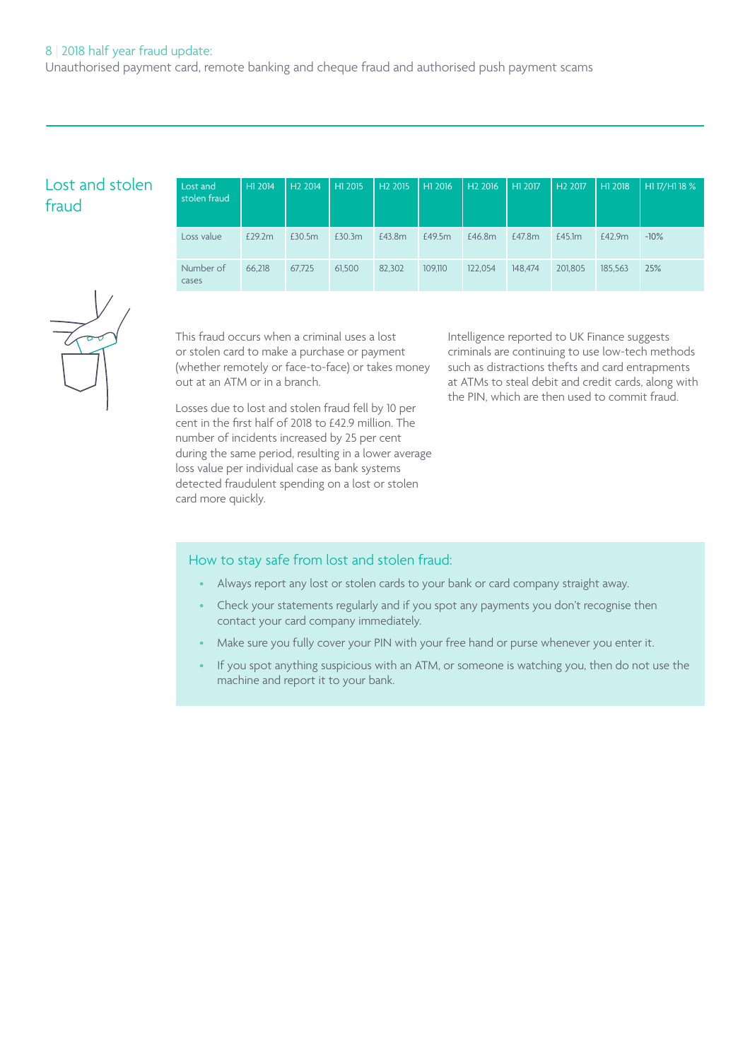## Lost and stolen fraud

| Lost and stolen fraud | H1 2014 | H2 2014 | H1 2015 | H2 2015 | H1 2016 | H2 2016 | H1 2017 | H2 2017 | H1 2018 | H1 17/H1 18 % |
|---|---|---|---|---|---|---|---|---|---|---|
| Loss value | £29.2m | £30.5m | £30.3m | £43.8m | £49.5m | £46.8m | £47.8m | £45.1m | £42.9m | -10% |
| Number of cases | 66,218 | 67,725 | 61,500 | 82,302 | 109,110 | 122,054 | 148,474 | 201,805 | 185,563 | 25% |

This fraud occurs when a criminal uses a lost or stolen card to make a purchase or payment (whether remotely or face-to-face) or takes money out at an ATM or in a branch.

Losses due to lost and stolen fraud fell by 10 per cent in the first half of 2018 to £42.9 million. The number of incidents increased by 25 per cent during the same period, resulting in a lower average loss value per individual case as bank systems detected fraudulent spending on a lost or stolen card more quickly.

Intelligence reported to UK Finance suggests criminals are continuing to use low-tech methods such as distractions thefts and card entrapments at ATMs to steal debit and credit cards, along with the PIN, which are then used to commit fraud.

### How to stay safe from lost and stolen fraud:

- Always report any lost or stolen cards to your bank or card company straight away.
- Check your statements regularly and if you spot any payments you don't recognise then contact your card company immediately.
- Make sure you fully cover your PIN with your free hand or purse whenever you enter it.
- If you spot anything suspicious with an ATM, or someone is watching you, then do not use the machine and report it to your bank.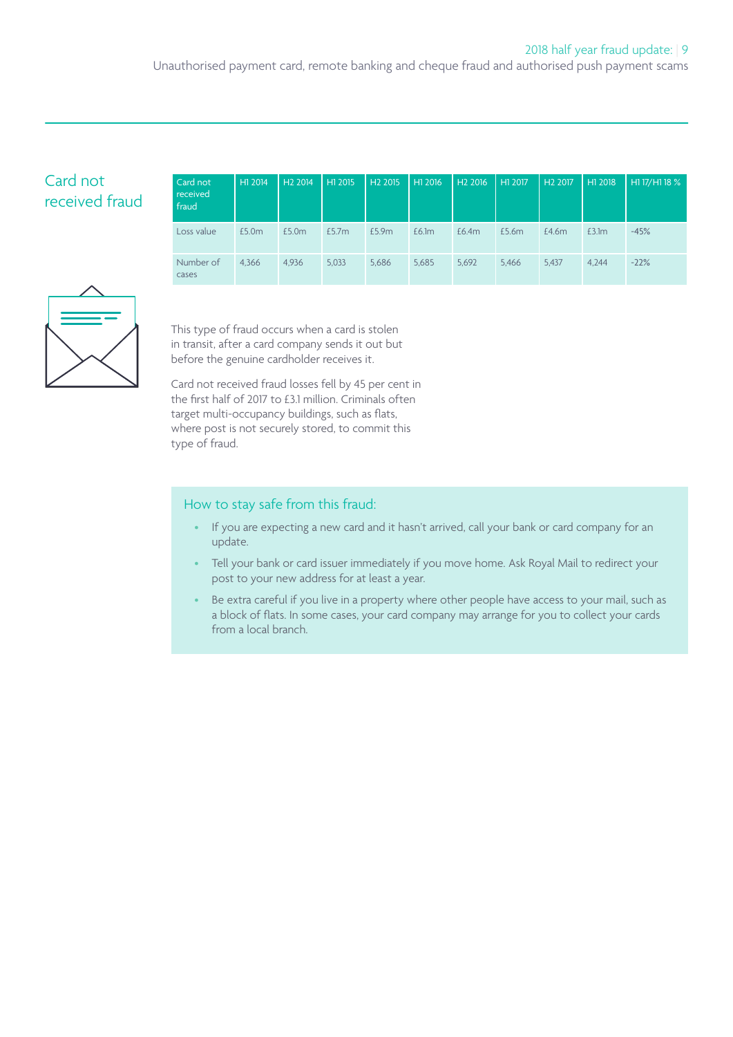## Card not received fraud

| Card not received fraud | H1 2014 | H2 2014 | H1 2015 | H2 2015 | H1 2016 | H2 2016 | H1 2017 | H2 2017 | H1 2018 | H1 17/H1 18 % |
|---|---|---|---|---|---|---|---|---|---|---|
| Loss value | £5.0m | £5.0m | £5.7m | £5.9m | £6.1m | £6.4m | £5.6m | £4.6m | £3.1m | -45% |
| Number of cases | 4,366 | 4,936 | 5,033 | 5,686 | 5,685 | 5,692 | 5,466 | 5,437 | 4,244 | -22% |

This type of fraud occurs when a card is stolen in transit, after a card company sends it out but before the genuine cardholder receives it.

Card not received fraud losses fell by 45 per cent in the first half of 2017 to £3.1 million. Criminals often target multi-occupancy buildings, such as flats, where post is not securely stored, to commit this type of fraud.

### How to stay safe from this fraud:

- If you are expecting a new card and it hasn't arrived, call your bank or card company for an update.
- Tell your bank or card issuer immediately if you move home. Ask Royal Mail to redirect your post to your new address for at least a year.
- Be extra careful if you live in a property where other people have access to your mail, such as a block of flats. In some cases, your card company may arrange for you to collect your cards from a local branch.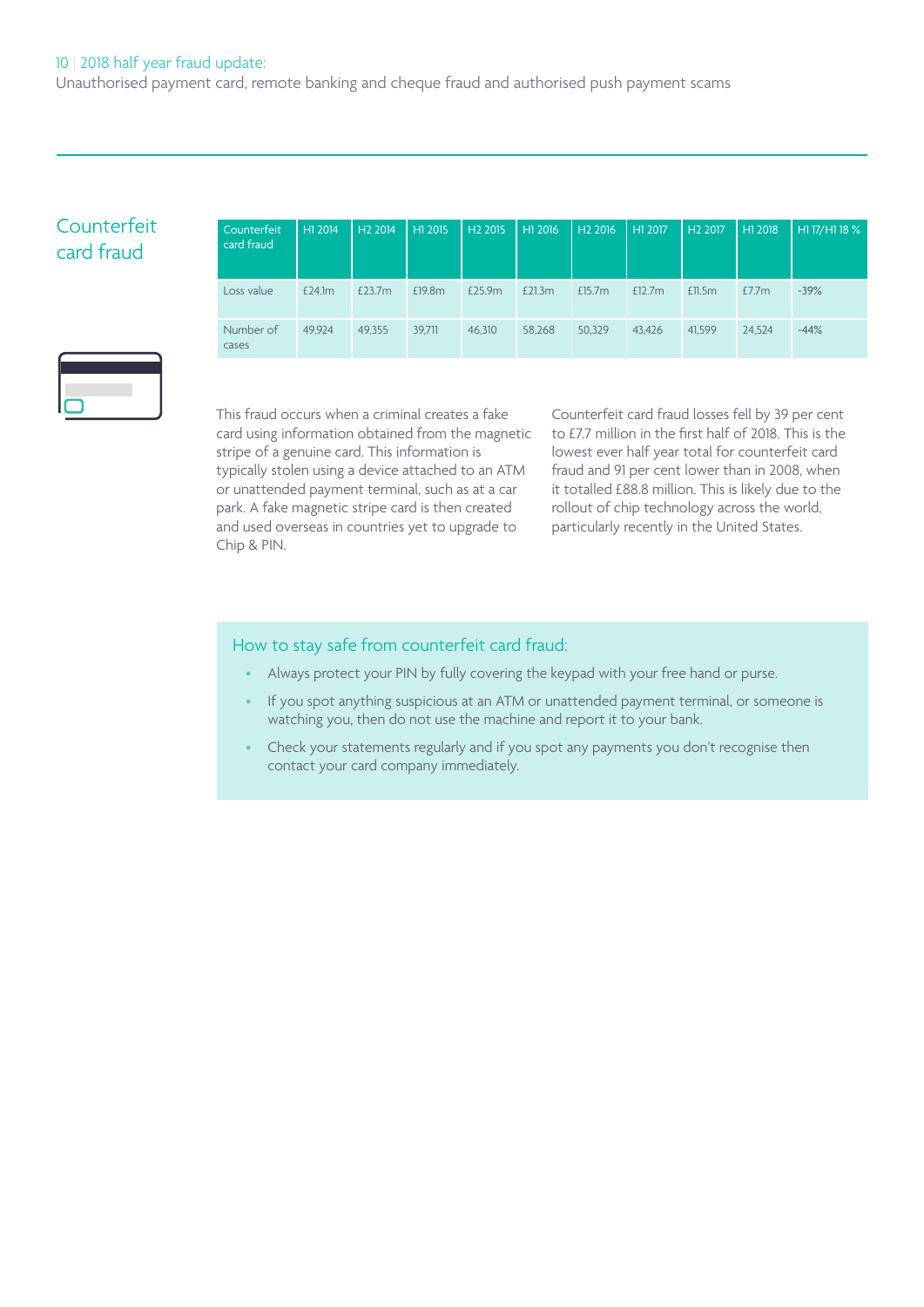## Counterfeit card fraud

| Counterfeit card fraud | H1 2014 | H2 2014 | H1 2015 | H2 2015 | H1 2016 | H2 2016 | H1 2017 | H2 2017 | H1 2018 | H1 17/H1 18 % |
|---|---|---|---|---|---|---|---|---|---|---|
| Loss value | £24.1m | £23.7m | £19.8m | £25.9m | £21.3m | £15.7m | £12.7m | £11.5m | £7.7m | -39% |
| Number of cases | 49,924 | 49,355 | 39,711 | 46,310 | 58,268 | 50,329 | 43,426 | 41,599 | 24,524 | -44% |

This fraud occurs when a criminal creates a fake card using information obtained from the magnetic stripe of a genuine card. This information is typically stolen using a device attached to an ATM or unattended payment terminal, such as at a car park. A fake magnetic stripe card is then created and used overseas in countries yet to upgrade to Chip & PIN.

Counterfeit card fraud losses fell by 39 per cent to £7.7 million in the first half of 2018. This is the lowest ever half year total for counterfeit card fraud and 91 per cent lower than in 2008, when it totalled £88.8 million. This is likely due to the rollout of chip technology across the world, particularly recently in the United States.

### How to stay safe from counterfeit card fraud:

- Always protect your PIN by fully covering the keypad with your free hand or purse.
- If you spot anything suspicious at an ATM or unattended payment terminal, or someone is watching you, then do not use the machine and report it to your bank.
- Check your statements regularly and if you spot any payments you don't recognise then contact your card company immediately.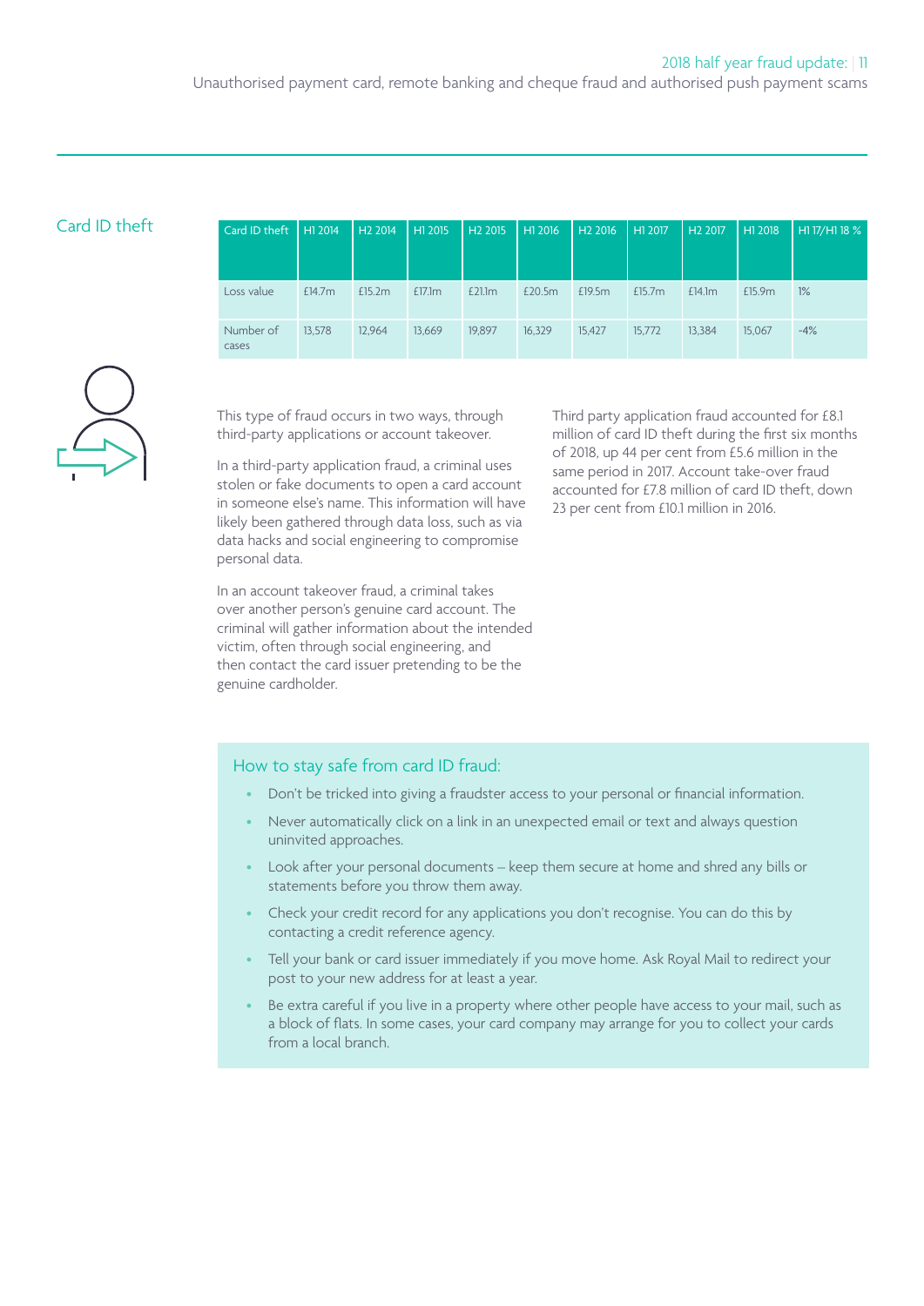## Card ID theft

| Card ID theft | H1 2014 | H2 2014 | H1 2015 | H2 2015 | H1 2016 | H2 2016 | H1 2017 | H2 2017 | H1 2018 | H1 17/H1 18 % |
|---|---|---|---|---|---|---|---|---|---|---|
| Loss value | £14.7m | £15.2m | £17.1m | £21.1m | £20.5m | £19.5m | £15.7m | £14.1m | £15.9m | 1% |
| Number of cases | 13,578 | 12,964 | 13,669 | 19,897 | 16,329 | 15,427 | 15,772 | 13,384 | 15,067 | -4% |

This type of fraud occurs in two ways, through third-party applications or account takeover.

In a third-party application fraud, a criminal uses stolen or fake documents to open a card account in someone else's name. This information will have likely been gathered through data loss, such as via data hacks and social engineering to compromise personal data.

In an account takeover fraud, a criminal takes over another person's genuine card account. The criminal will gather information about the intended victim, often through social engineering, and then contact the card issuer pretending to be the genuine cardholder.

Third party application fraud accounted for £8.1 million of card ID theft during the first six months of 2018, up 44 per cent from £5.6 million in the same period in 2017. Account take-over fraud accounted for £7.8 million of card ID theft, down 23 per cent from £10.1 million in 2016.

### How to stay safe from card ID fraud:

- Don't be tricked into giving a fraudster access to your personal or financial information.
- Never automatically click on a link in an unexpected email or text and always question uninvited approaches.
- Look after your personal documents – keep them secure at home and shred any bills or statements before you throw them away.
- Check your credit record for any applications you don't recognise. You can do this by contacting a credit reference agency.
- Tell your bank or card issuer immediately if you move home. Ask Royal Mail to redirect your post to your new address for at least a year.
- Be extra careful if you live in a property where other people have access to your mail, such as a block of flats. In some cases, your card company may arrange for you to collect your cards from a local branch.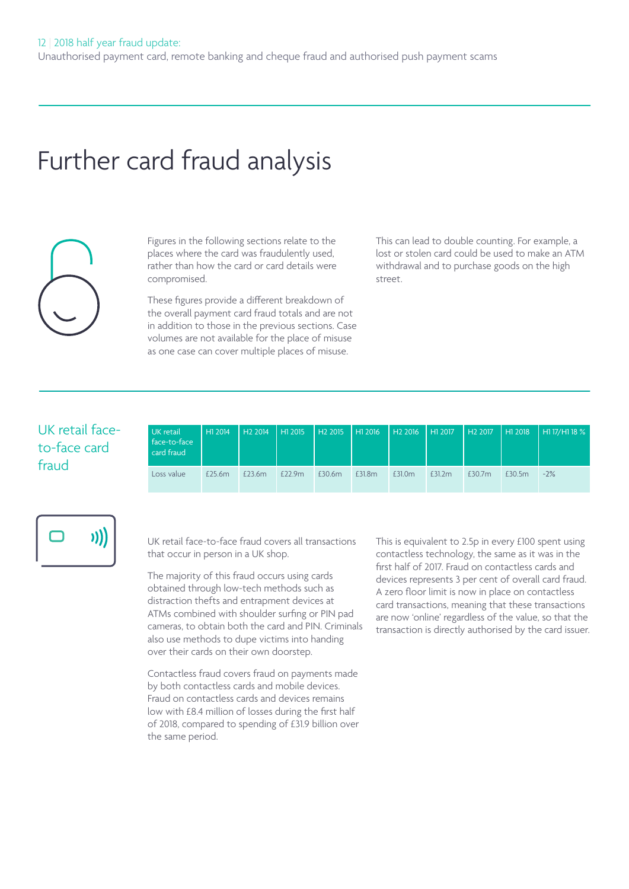# Further card fraud analysis

Figures in the following sections relate to the places where the card was fraudulently used, rather than how the card or card details were compromised.

These figures provide a different breakdown of the overall payment card fraud totals and are not in addition to those in the previous sections. Case volumes are not available for the place of misuse as one case can cover multiple places of misuse.

This can lead to double counting. For example, a lost or stolen card could be used to make an ATM withdrawal and to purchase goods on the high street.

## UK retail face-to-face card fraud

| UK retail face-to-face card fraud | H1 2014 | H2 2014 | H1 2015 | H2 2015 | H1 2016 | H2 2016 | H1 2017 | H2 2017 | H1 2018 | H1 17/H1 18 % |
|---|---|---|---|---|---|---|---|---|---|---|
| Loss value | £25.6m | £23.6m | £22.9m | £30.6m | £31.8m | £31.0m | £31.2m | £30.7m | £30.5m | -2% |

UK retail face-to-face fraud covers all transactions that occur in person in a UK shop.

The majority of this fraud occurs using cards obtained through low-tech methods such as distraction thefts and entrapment devices at ATMs combined with shoulder surfing or PIN pad cameras, to obtain both the card and PIN. Criminals also use methods to dupe victims into handing over their cards on their own doorstep.

Contactless fraud covers fraud on payments made by both contactless cards and mobile devices. Fraud on contactless cards and devices remains low with £8.4 million of losses during the first half of 2018, compared to spending of £31.9 billion over the same period.

This is equivalent to 2.5p in every £100 spent using contactless technology, the same as it was in the first half of 2017. Fraud on contactless cards and devices represents 3 per cent of overall card fraud. A zero floor limit is now in place on contactless card transactions, meaning that these transactions are now 'online' regardless of the value, so that the transaction is directly authorised by the card issuer.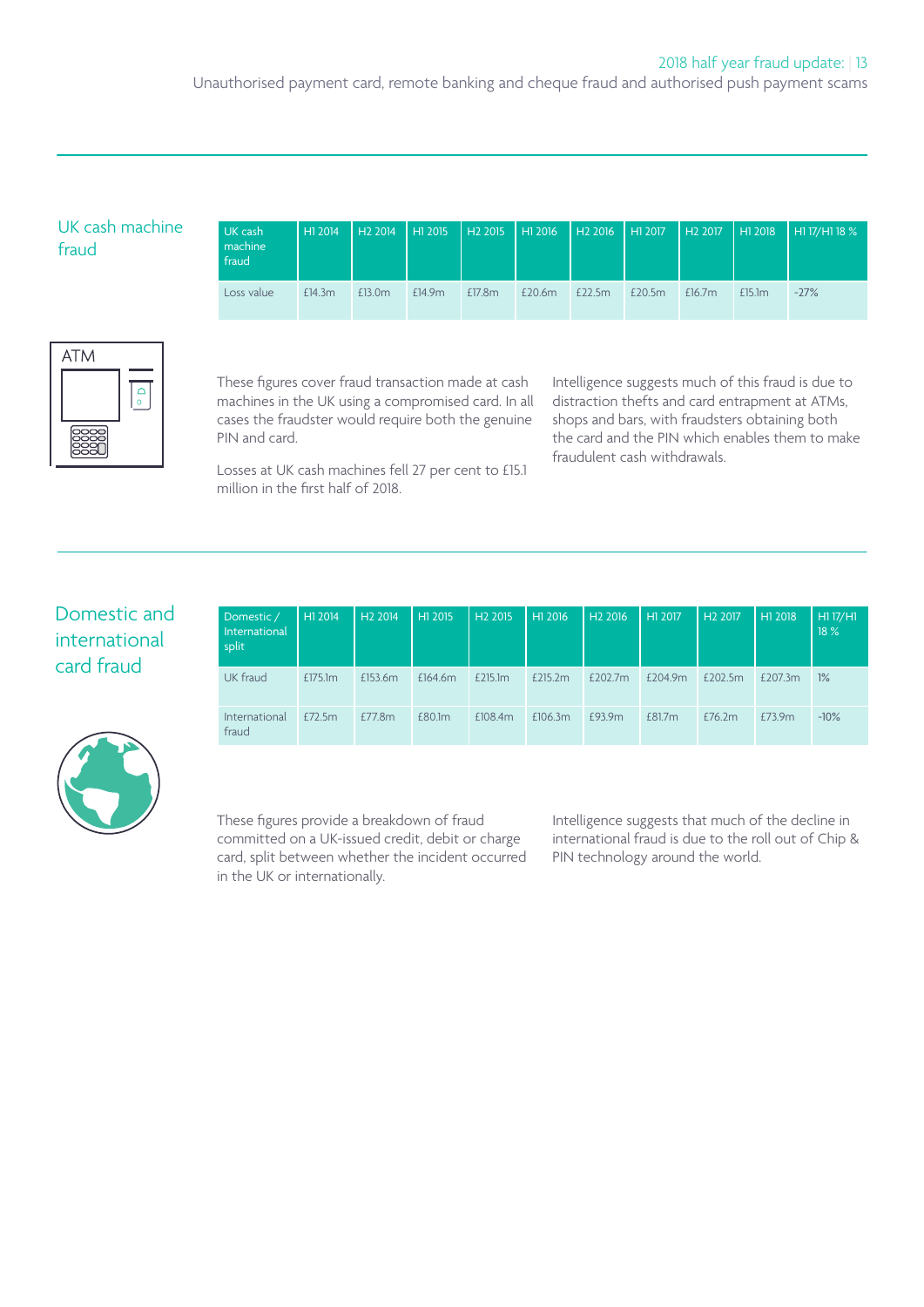## UK cash machine fraud

| UK cash machine fraud | H1 2014 | H2 2014 | H1 2015 | H2 2015 | H1 2016 | H2 2016 | H1 2017 | H2 2017 | H1 2018 | H1 17/H1 18 % |
|---|---|---|---|---|---|---|---|---|---|---|
| Loss value | £14.3m | £13.0m | £14.9m | £17.8m | £20.6m | £22.5m | £20.5m | £16.7m | £15.1m | -27% |

These figures cover fraud transaction made at cash machines in the UK using a compromised card. In all cases the fraudster would require both the genuine PIN and card.

Losses at UK cash machines fell 27 per cent to £15.1 million in the first half of 2018.

Intelligence suggests much of this fraud is due to distraction thefts and card entrapment at ATMs, shops and bars, with fraudsters obtaining both the card and the PIN which enables them to make fraudulent cash withdrawals.

## Domestic and international card fraud

| Domestic / International split | H1 2014 | H2 2014 | H1 2015 | H2 2015 | H1 2016 | H2 2016 | H1 2017 | H2 2017 | H1 2018 | H1 17/H1 18 % |
|---|---|---|---|---|---|---|---|---|---|---|
| UK fraud | £175.1m | £153.6m | £164.6m | £215.1m | £215.2m | £202.7m | £204.9m | £202.5m | £207.3m | 1% |
| International fraud | £72.5m | £77.8m | £80.1m | £108.4m | £106.3m | £93.9m | £81.7m | £76.2m | £73.9m | -10% |

These figures provide a breakdown of fraud committed on a UK-issued credit, debit or charge card, split between whether the incident occurred in the UK or internationally.

Intelligence suggests that much of the decline in international fraud is due to the roll out of Chip & PIN technology around the world.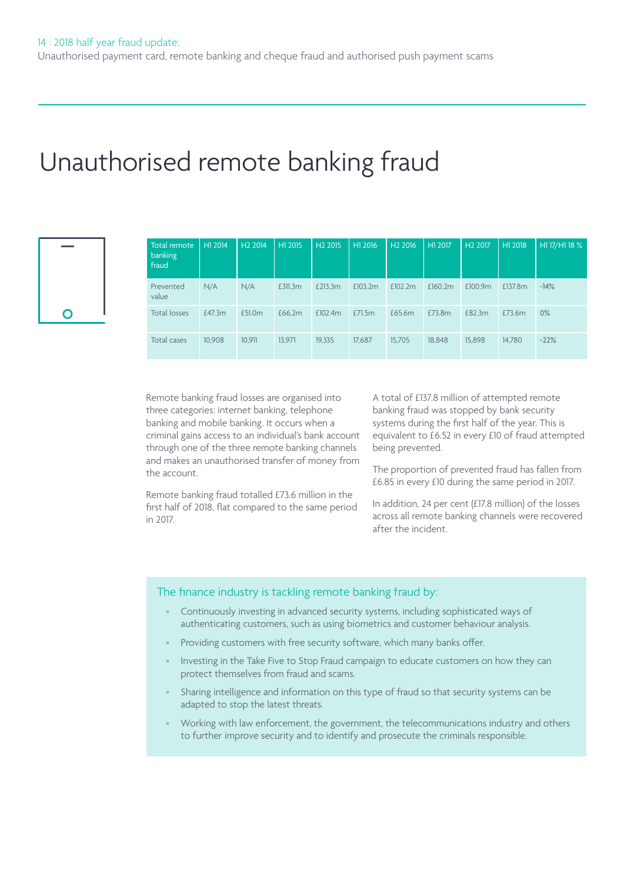# Unauthorised remote banking fraud

| Total remote banking fraud | H1 2014 | H2 2014 | H1 2015 | H2 2015 | H1 2016 | H2 2016 | H1 2017 | H2 2017 | H1 2018 | H1 17/H1 18 % |
|---|---|---|---|---|---|---|---|---|---|---|
| Prevented value | N/A | N/A | £311.3m | £213.3m | £103.2m | £102.2m | £160.2m | £100.9m | £137.8m | -14% |
| Total losses | £47.3m | £51.0m | £66.2m | £102.4m | £71.5m | £65.6m | £73.8m | £82.3m | £73.6m | 0% |
| Total cases | 10,908 | 10,911 | 13,971 | 19,335 | 17,687 | 15,705 | 18,848 | 15,898 | 14,780 | -22% |

Remote banking fraud losses are organised into three categories: internet banking, telephone banking and mobile banking. It occurs when a criminal gains access to an individual's bank account through one of the three remote banking channels and makes an unauthorised transfer of money from the account.

Remote banking fraud totalled £73.6 million in the first half of 2018, flat compared to the same period in 2017.

A total of £137.8 million of attempted remote banking fraud was stopped by bank security systems during the first half of the year. This is equivalent to £6.52 in every £10 of fraud attempted being prevented.

The proportion of prevented fraud has fallen from £6.85 in every £10 during the same period in 2017.

In addition, 24 per cent (£17.8 million) of the losses across all remote banking channels were recovered after the incident.

### The finance industry is tackling remote banking fraud by:

- Continuously investing in advanced security systems, including sophisticated ways of authenticating customers, such as using biometrics and customer behaviour analysis.
- Providing customers with free security software, which many banks offer.
- Investing in the Take Five to Stop Fraud campaign to educate customers on how they can protect themselves from fraud and scams.
- Sharing intelligence and information on this type of fraud so that security systems can be adapted to stop the latest threats.
- Working with law enforcement, the government, the telecommunications industry and others to further improve security and to identify and prosecute the criminals responsible.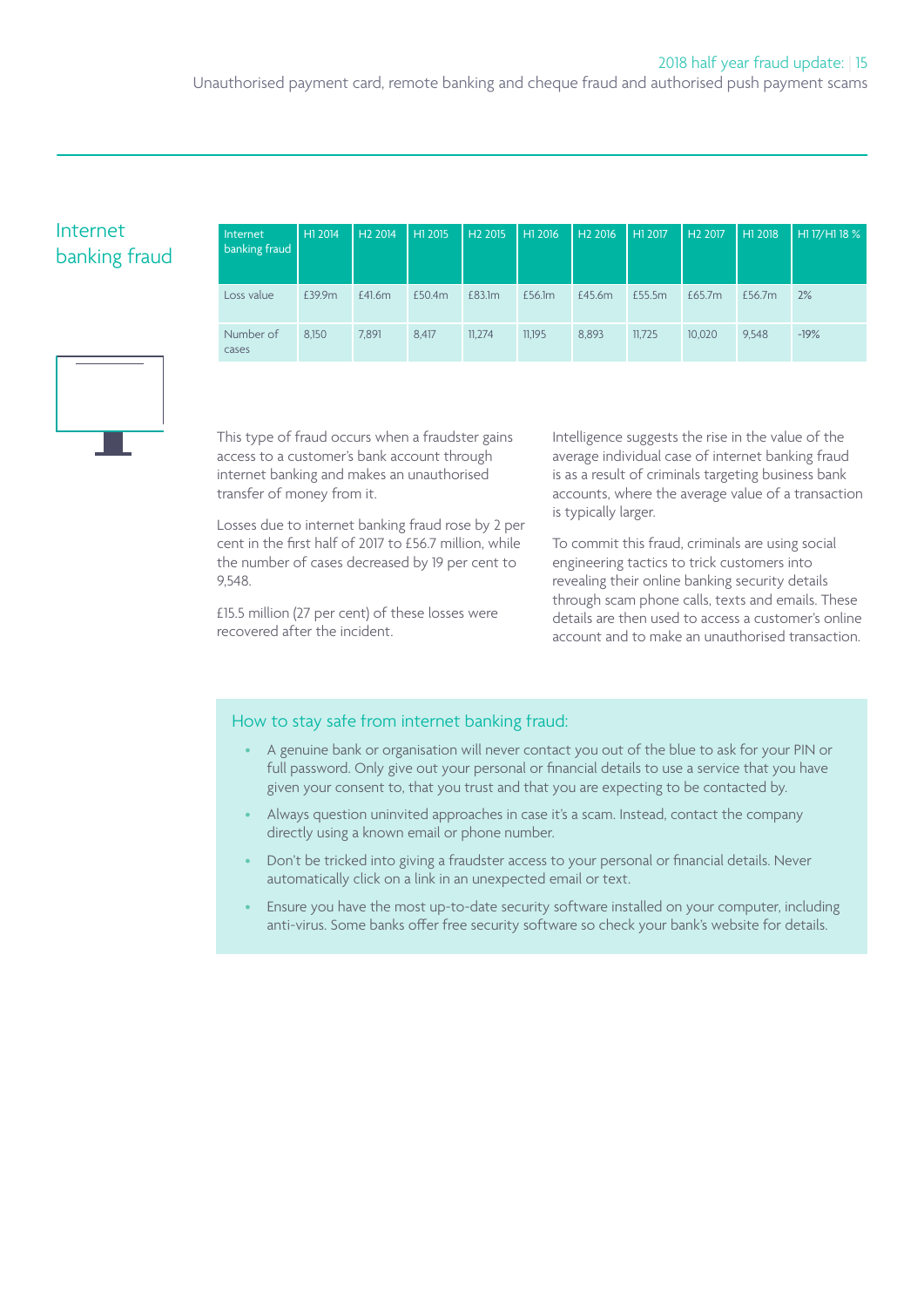# Internet banking fraud

| Internet banking fraud | H1 2014 | H2 2014 | H1 2015 | H2 2015 | H1 2016 | H2 2016 | H1 2017 | H2 2017 | H1 2018 | H1 17/H1 18 % |
|---|---|---|---|---|---|---|---|---|---|---|
| Loss value | £39.9m | £41.6m | £50.4m | £83.1m | £56.1m | £45.6m | £55.5m | £65.7m | £56.7m | 2% |
| Number of cases | 8,150 | 7,891 | 8,417 | 11,274 | 11,195 | 8,893 | 11,725 | 10,020 | 9,548 | -19% |

This type of fraud occurs when a fraudster gains access to a customer's bank account through internet banking and makes an unauthorised transfer of money from it.

Losses due to internet banking fraud rose by 2 per cent in the first half of 2017 to £56.7 million, while the number of cases decreased by 19 per cent to 9,548.

£15.5 million (27 per cent) of these losses were recovered after the incident.

Intelligence suggests the rise in the value of the average individual case of internet banking fraud is as a result of criminals targeting business bank accounts, where the average value of a transaction is typically larger.

To commit this fraud, criminals are using social engineering tactics to trick customers into revealing their online banking security details through scam phone calls, texts and emails. These details are then used to access a customer's online account and to make an unauthorised transaction.

## How to stay safe from internet banking fraud:

- A genuine bank or organisation will never contact you out of the blue to ask for your PIN or full password. Only give out your personal or financial details to use a service that you have given your consent to, that you trust and that you are expecting to be contacted by.
- Always question uninvited approaches in case it's a scam. Instead, contact the company directly using a known email or phone number.
- Don't be tricked into giving a fraudster access to your personal or financial details. Never automatically click on a link in an unexpected email or text.
- Ensure you have the most up-to-date security software installed on your computer, including anti-virus. Some banks offer free security software so check your bank's website for details.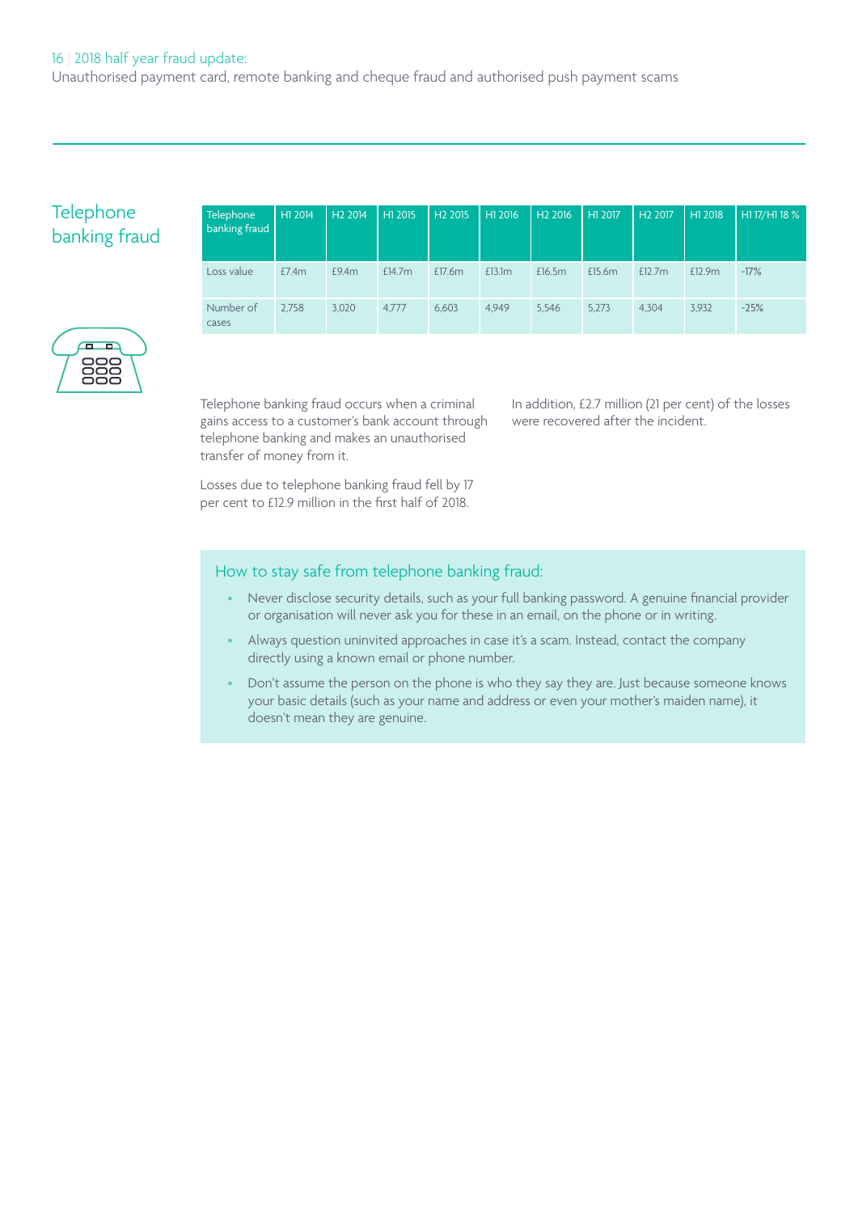## Telephone banking fraud

| Telephone banking fraud | H1 2014 | H2 2014 | H1 2015 | H2 2015 | H1 2016 | H2 2016 | H1 2017 | H2 2017 | H1 2018 | H1 17/H1 18 % |
|---|---|---|---|---|---|---|---|---|---|---|
| Loss value | £7.4m | £9.4m | £14.7m | £17.6m | £13.1m | £16.5m | £15.6m | £12.7m | £12.9m | -17% |
| Number of cases | 2,758 | 3,020 | 4,777 | 6,603 | 4,949 | 5,546 | 5,273 | 4,304 | 3,932 | -25% |

Telephone banking fraud occurs when a criminal gains access to a customer's bank account through telephone banking and makes an unauthorised transfer of money from it.

Losses due to telephone banking fraud fell by 17 per cent to £12.9 million in the first half of 2018.

In addition, £2.7 million (21 per cent) of the losses were recovered after the incident.

### How to stay safe from telephone banking fraud:

- Never disclose security details, such as your full banking password. A genuine financial provider or organisation will never ask you for these in an email, on the phone or in writing.
- Always question uninvited approaches in case it's a scam. Instead, contact the company directly using a known email or phone number.
- Don't assume the person on the phone is who they say they are. Just because someone knows your basic details (such as your name and address or even your mother's maiden name), it doesn't mean they are genuine.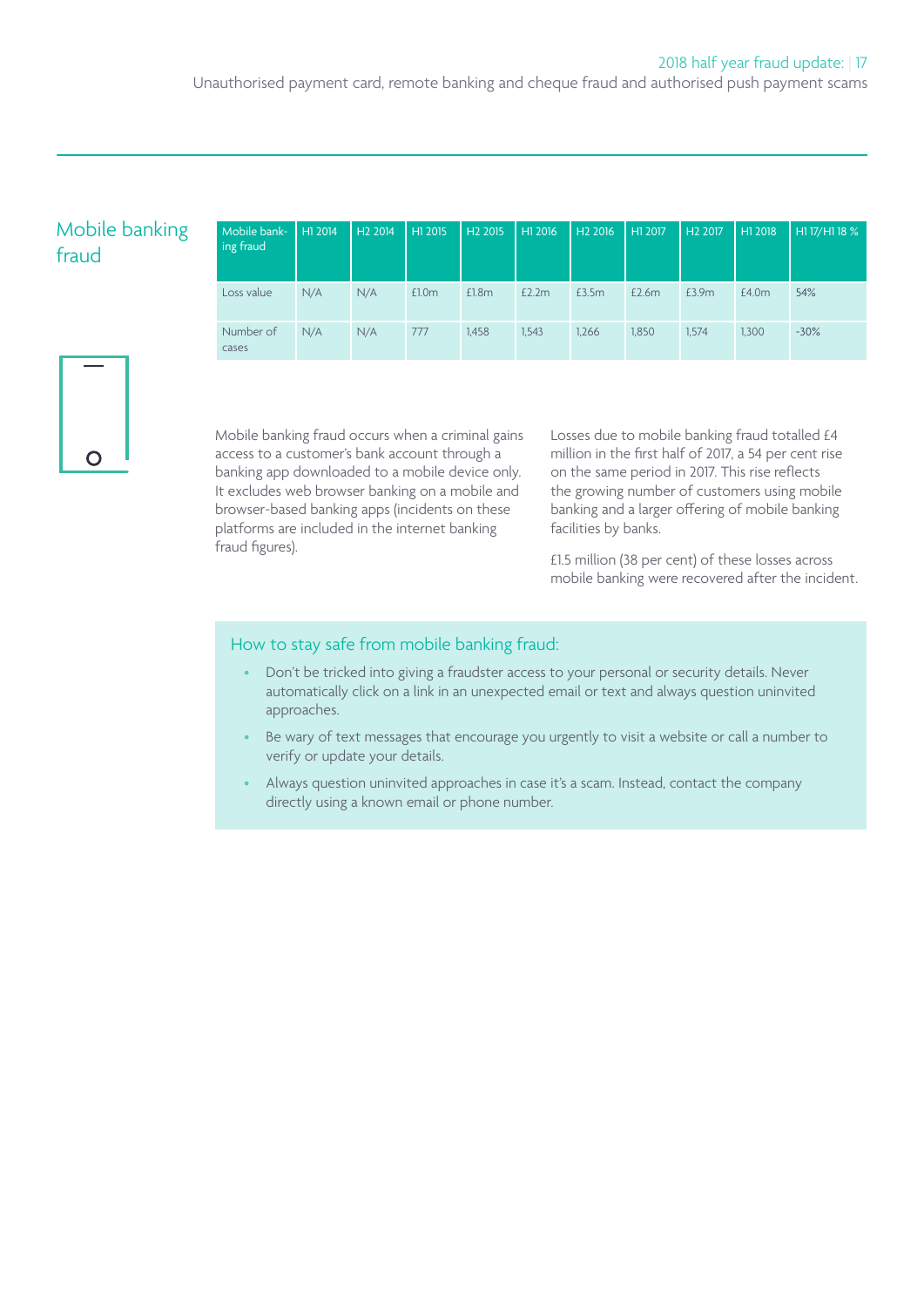## Mobile banking fraud

| Mobile banking fraud | H1 2014 | H2 2014 | H1 2015 | H2 2015 | H1 2016 | H2 2016 | H1 2017 | H2 2017 | H1 2018 | H1 17/H1 18 % |
|---|---|---|---|---|---|---|---|---|---|---|
| Loss value | N/A | N/A | £1.0m | £1.8m | £2.2m | £3.5m | £2.6m | £3.9m | £4.0m | 54% |
| Number of cases | N/A | N/A | 777 | 1,458 | 1,543 | 1,266 | 1,850 | 1,574 | 1,300 | -30% |

Mobile banking fraud occurs when a criminal gains access to a customer's bank account through a banking app downloaded to a mobile device only. It excludes web browser banking on a mobile and browser-based banking apps (incidents on these platforms are included in the internet banking fraud figures).

Losses due to mobile banking fraud totalled £4 million in the first half of 2017, a 54 per cent rise on the same period in 2017. This rise reflects the growing number of customers using mobile banking and a larger offering of mobile banking facilities by banks.

£1.5 million (38 per cent) of these losses across mobile banking were recovered after the incident.

### How to stay safe from mobile banking fraud:

- Don't be tricked into giving a fraudster access to your personal or security details. Never automatically click on a link in an unexpected email or text and always question uninvited approaches.
- Be wary of text messages that encourage you urgently to visit a website or call a number to verify or update your details.
- Always question uninvited approaches in case it's a scam. Instead, contact the company directly using a known email or phone number.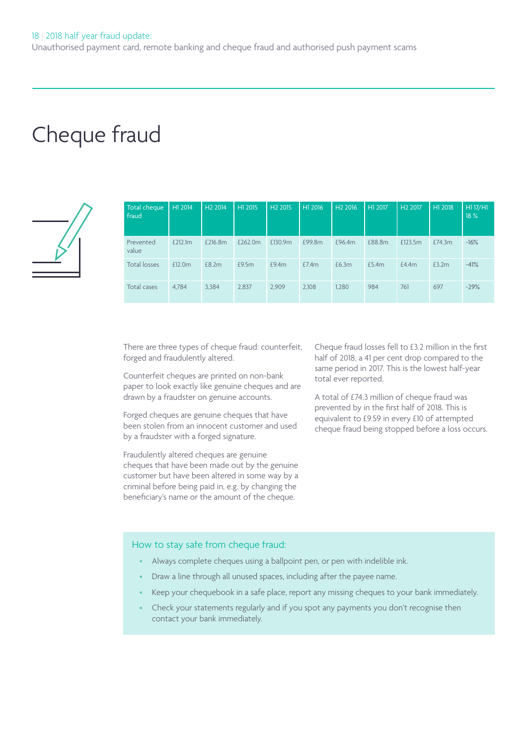# Cheque fraud

| Total cheque fraud | H1 2014 | H2 2014 | H1 2015 | H2 2015 | H1 2016 | H2 2016 | H1 2017 | H2 2017 | H1 2018 | H1 17/H1 18 % |
|---|---|---|---|---|---|---|---|---|---|---|
| Prevented value | £212.1m | £216.8m | £262.0m | £130.9m | £99.8m | £96.4m | £88.8m | £123.5m | £74.3m | -16% |
| Total losses | £12.0m | £8.2m | £9.5m | £9.4m | £7.4m | £6.3m | £5.4m | £4.4m | £3.2m | -41% |
| Total cases | 4,784 | 3,384 | 2,837 | 2,909 | 2,108 | 1,280 | 984 | 761 | 697 | -29% |

There are three types of cheque fraud: counterfeit, forged and fraudulently altered.

Counterfeit cheques are printed on non-bank paper to look exactly like genuine cheques and are drawn by a fraudster on genuine accounts.

Forged cheques are genuine cheques that have been stolen from an innocent customer and used by a fraudster with a forged signature.

Fraudulently altered cheques are genuine cheques that have been made out by the genuine customer but have been altered in some way by a criminal before being paid in, e.g. by changing the beneficiary's name or the amount of the cheque.

Cheque fraud losses fell to £3.2 million in the first half of 2018, a 41 per cent drop compared to the same period in 2017. This is the lowest half-year total ever reported.

A total of £74.3 million of cheque fraud was prevented by in the first half of 2018. This is equivalent to £9.59 in every £10 of attempted cheque fraud being stopped before a loss occurs.

## How to stay safe from cheque fraud:

- Always complete cheques using a ballpoint pen, or pen with indelible ink.
- Draw a line through all unused spaces, including after the payee name.
- Keep your chequebook in a safe place, report any missing cheques to your bank immediately.
- Check your statements regularly and if you spot any payments you don't recognise then contact your bank immediately.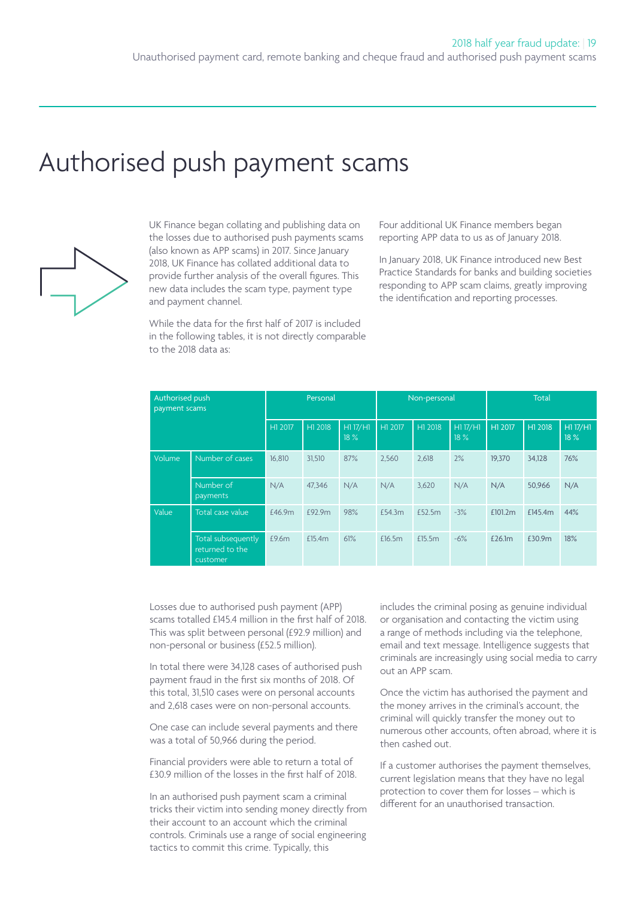# Authorised push payment scams

UK Finance began collating and publishing data on the losses due to authorised push payments scams (also known as APP scams) in 2017. Since January 2018, UK Finance has collated additional data to provide further analysis of the overall figures. This new data includes the scam type, payment type and payment channel.

While the data for the first half of 2017 is included in the following tables, it is not directly comparable to the 2018 data as:

Four additional UK Finance members began reporting APP data to us as of January 2018.

In January 2018, UK Finance introduced new Best Practice Standards for banks and building societies responding to APP scam claims, greatly improving the identification and reporting processes.

| Authorised push payment scams | | Personal | | | Non-personal | | | Total | | |
|---|---|---|---|---|---|---|---|---|---|---|
| | | H1 2017 | H1 2018 | H1 17/H1 18 % | H1 2017 | H1 2018 | H1 17/H1 18 % | H1 2017 | H1 2018 | H1 17/H1 18 % |
| Volume | Number of cases | 16,810 | 31,510 | 87% | 2,560 | 2,618 | 2% | 19,370 | 34,128 | 76% |
| | Number of payments | N/A | 47,346 | N/A | N/A | 3,620 | N/A | N/A | 50,966 | N/A |
| Value | Total case value | £46.9m | £92.9m | 98% | £54.3m | £52.5m | -3% | £101.2m | £145.4m | 44% |
| | Total subsequently returned to the customer | £9.6m | £15.4m | 61% | £16.5m | £15.5m | -6% | £26.1m | £30.9m | 18% |

Losses due to authorised push payment (APP) scams totalled £145.4 million in the first half of 2018. This was split between personal (£92.9 million) and non-personal or business (£52.5 million).

In total there were 34,128 cases of authorised push payment fraud in the first six months of 2018. Of this total, 31,510 cases were on personal accounts and 2,618 cases were on non-personal accounts.

One case can include several payments and there was a total of 50,966 during the period.

Financial providers were able to return a total of £30.9 million of the losses in the first half of 2018.

In an authorised push payment scam a criminal tricks their victim into sending money directly from their account to an account which the criminal controls. Criminals use a range of social engineering tactics to commit this crime. Typically, this includes the criminal posing as genuine individual or organisation and contacting the victim using a range of methods including via the telephone, email and text message. Intelligence suggests that criminals are increasingly using social media to carry out an APP scam.

Once the victim has authorised the payment and the money arrives in the criminal's account, the criminal will quickly transfer the money out to numerous other accounts, often abroad, where it is then cashed out.

If a customer authorises the payment themselves, current legislation means that they have no legal protection to cover them for losses – which is different for an unauthorised transaction.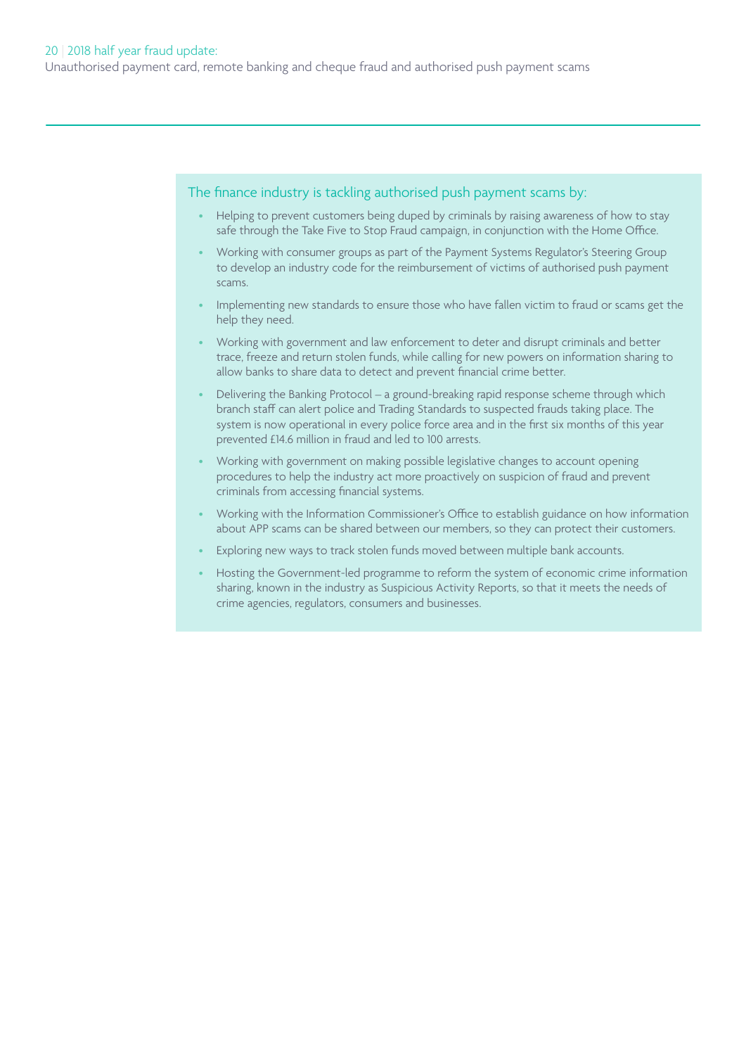The finance industry is tackling authorised push payment scams by:

- Helping to prevent customers being duped by criminals by raising awareness of how to stay safe through the Take Five to Stop Fraud campaign, in conjunction with the Home Office.
- Working with consumer groups as part of the Payment Systems Regulator's Steering Group to develop an industry code for the reimbursement of victims of authorised push payment scams.
- Implementing new standards to ensure those who have fallen victim to fraud or scams get the help they need.
- Working with government and law enforcement to deter and disrupt criminals and better trace, freeze and return stolen funds, while calling for new powers on information sharing to allow banks to share data to detect and prevent financial crime better.
- Delivering the Banking Protocol – a ground-breaking rapid response scheme through which branch staff can alert police and Trading Standards to suspected frauds taking place. The system is now operational in every police force area and in the first six months of this year prevented £14.6 million in fraud and led to 100 arrests.
- Working with government on making possible legislative changes to account opening procedures to help the industry act more proactively on suspicion of fraud and prevent criminals from accessing financial systems.
- Working with the Information Commissioner's Office to establish guidance on how information about APP scams can be shared between our members, so they can protect their customers.
- Exploring new ways to track stolen funds moved between multiple bank accounts.
- Hosting the Government-led programme to reform the system of economic crime information sharing, known in the industry as Suspicious Activity Reports, so that it meets the needs of crime agencies, regulators, consumers and businesses.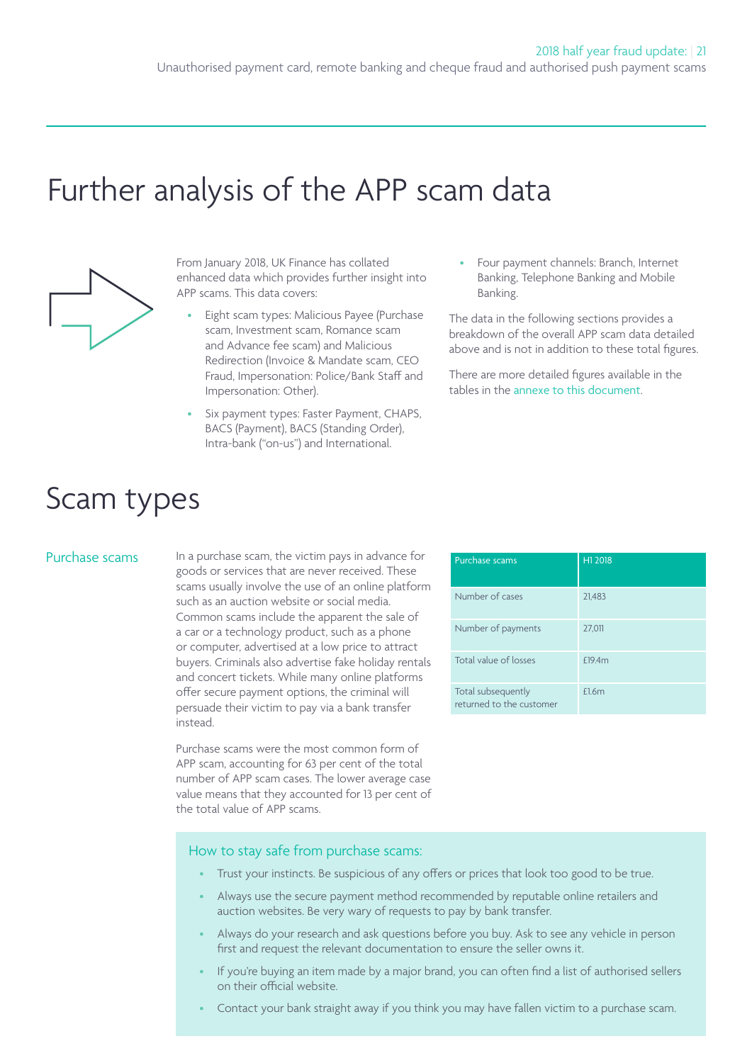# Further analysis of the APP scam data

From January 2018, UK Finance has collated enhanced data which provides further insight into APP scams. This data covers:

- Eight scam types: Malicious Payee (Purchase scam, Investment scam, Romance scam and Advance fee scam) and Malicious Redirection (Invoice & Mandate scam, CEO Fraud, Impersonation: Police/Bank Staff and Impersonation: Other).
- Six payment types: Faster Payment, CHAPS, BACS (Payment), BACS (Standing Order), Intra-bank ("on-us") and International.
- Four payment channels: Branch, Internet Banking, Telephone Banking and Mobile Banking.

The data in the following sections provides a breakdown of the overall APP scam data detailed above and is not in addition to these total figures.

There are more detailed figures available in the tables in the annexe to this document.

# Scam types

## Purchase scams

In a purchase scam, the victim pays in advance for goods or services that are never received. These scams usually involve the use of an online platform such as an auction website or social media. Common scams include the apparent the sale of a car or a technology product, such as a phone or computer, advertised at a low price to attract buyers. Criminals also advertise fake holiday rentals and concert tickets. While many online platforms offer secure payment options, the criminal will persuade their victim to pay via a bank transfer instead.

Purchase scams were the most common form of APP scam, accounting for 63 per cent of the total number of APP scam cases. The lower average case value means that they accounted for 13 per cent of the total value of APP scams.

| Purchase scams | H1 2018 |
|---|---|
| Number of cases | 21,483 |
| Number of payments | 27,011 |
| Total value of losses | £19.4m |
| Total subsequently returned to the customer | £1.6m |

### How to stay safe from purchase scams:

- Trust your instincts. Be suspicious of any offers or prices that look too good to be true.
- Always use the secure payment method recommended by reputable online retailers and auction websites. Be very wary of requests to pay by bank transfer.
- Always do your research and ask questions before you buy. Ask to see any vehicle in person first and request the relevant documentation to ensure the seller owns it.
- If you're buying an item made by a major brand, you can often find a list of authorised sellers on their official website.
- Contact your bank straight away if you think you may have fallen victim to a purchase scam.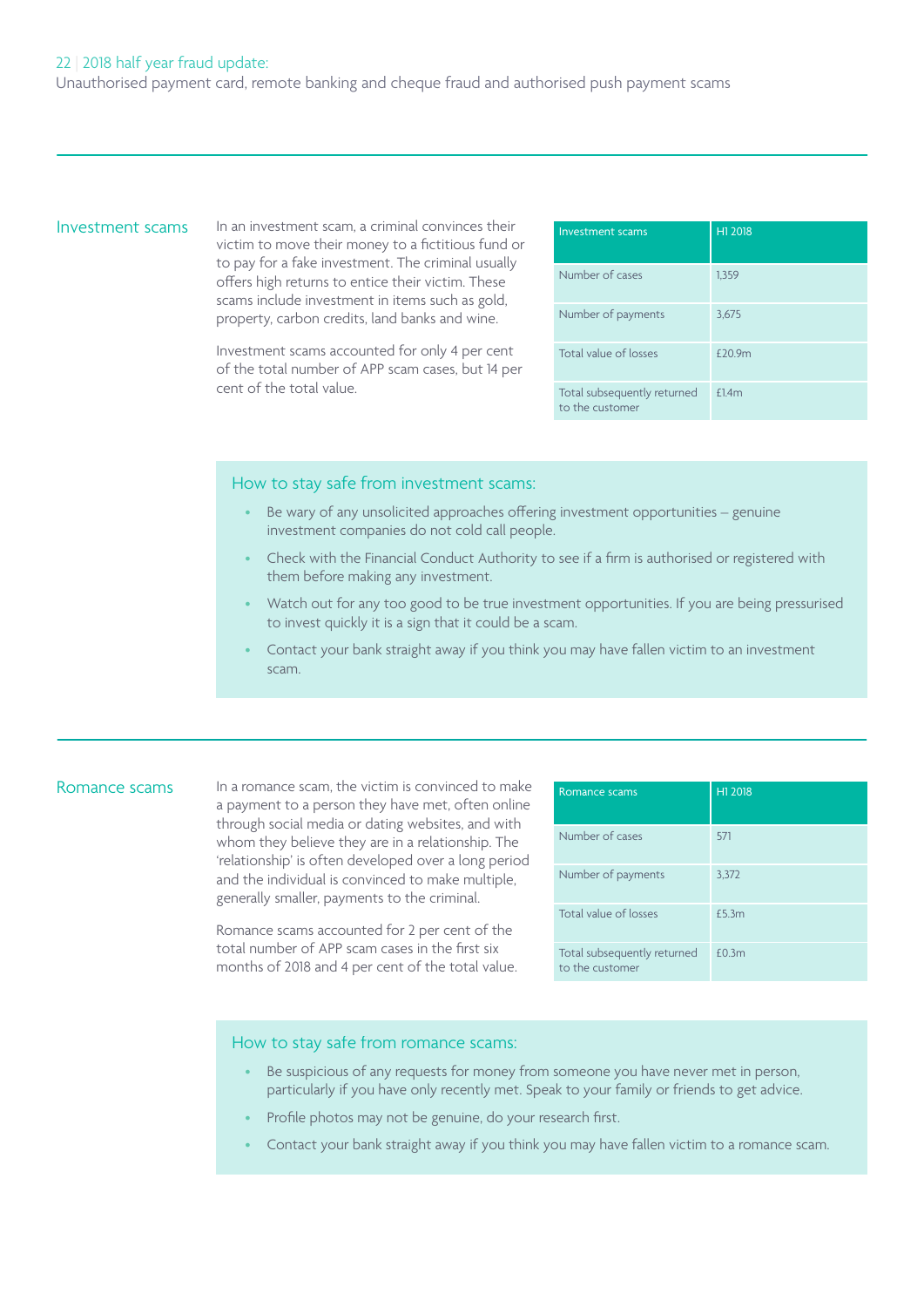## Investment scams

In an investment scam, a criminal convinces their victim to move their money to a fictitious fund or to pay for a fake investment. The criminal usually offers high returns to entice their victim. These scams include investment in items such as gold, property, carbon credits, land banks and wine.

Investment scams accounted for only 4 per cent of the total number of APP scam cases, but 14 per cent of the total value.

| Investment scams | H1 2018 |
|---|---|
| Number of cases | 1,359 |
| Number of payments | 3,675 |
| Total value of losses | £20.9m |
| Total subsequently returned to the customer | £1.4m |

### How to stay safe from investment scams:

- Be wary of any unsolicited approaches offering investment opportunities – genuine investment companies do not cold call people.
- Check with the Financial Conduct Authority to see if a firm is authorised or registered with them before making any investment.
- Watch out for any too good to be true investment opportunities. If you are being pressurised to invest quickly it is a sign that it could be a scam.
- Contact your bank straight away if you think you may have fallen victim to an investment scam.

## Romance scams

In a romance scam, the victim is convinced to make a payment to a person they have met, often online through social media or dating websites, and with whom they believe they are in a relationship. The 'relationship' is often developed over a long period and the individual is convinced to make multiple, generally smaller, payments to the criminal.

Romance scams accounted for 2 per cent of the total number of APP scam cases in the first six months of 2018 and 4 per cent of the total value.

| Romance scams | H1 2018 |
|---|---|
| Number of cases | 571 |
| Number of payments | 3,372 |
| Total value of losses | £5.3m |
| Total subsequently returned to the customer | £0.3m |

### How to stay safe from romance scams:

- Be suspicious of any requests for money from someone you have never met in person, particularly if you have only recently met. Speak to your family or friends to get advice.
- Profile photos may not be genuine, do your research first.
- Contact your bank straight away if you think you may have fallen victim to a romance scam.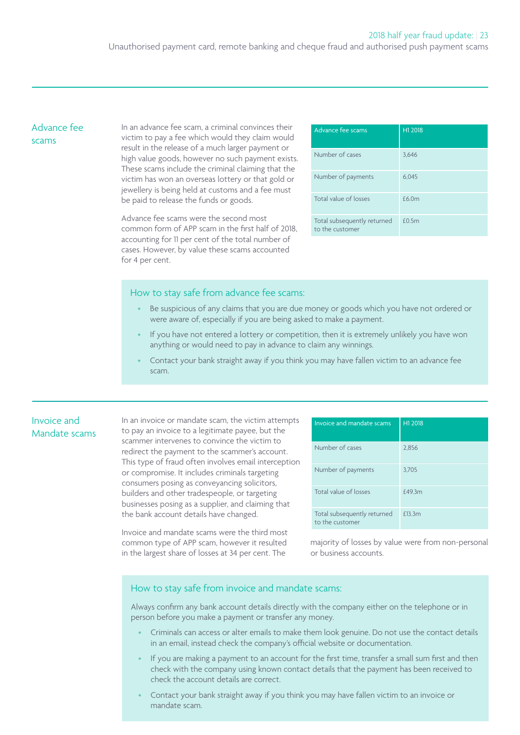## Advance fee scams

In an advance fee scam, a criminal convinces their victim to pay a fee which would they claim would result in the release of a much larger payment or high value goods, however no such payment exists. These scams include the criminal claiming that the victim has won an overseas lottery or that gold or jewellery is being held at customs and a fee must be paid to release the funds or goods.

Advance fee scams were the second most common form of APP scam in the first half of 2018, accounting for 11 per cent of the total number of cases. However, by value these scams accounted for 4 per cent.

| Advance fee scams | H1 2018 |
| --- | --- |
| Number of cases | 3,646 |
| Number of payments | 6,045 |
| Total value of losses | £6.0m |
| Total subsequently returned to the customer | £0.5m |

### How to stay safe from advance fee scams:

- Be suspicious of any claims that you are due money or goods which you have not ordered or were aware of, especially if you are being asked to make a payment.
- If you have not entered a lottery or competition, then it is extremely unlikely you have won anything or would need to pay in advance to claim any winnings.
- Contact your bank straight away if you think you may have fallen victim to an advance fee scam.

## Invoice and Mandate scams

In an invoice or mandate scam, the victim attempts to pay an invoice to a legitimate payee, but the scammer intervenes to convince the victim to redirect the payment to the scammer's account. This type of fraud often involves email interception or compromise. It includes criminals targeting consumers posing as conveyancing solicitors, builders and other tradespeople, or targeting businesses posing as a supplier, and claiming that the bank account details have changed.

Invoice and mandate scams were the third most common type of APP scam, however it resulted in the largest share of losses at 34 per cent. The majority of losses by value were from non-personal or business accounts.

| Invoice and mandate scams | H1 2018 |
| --- | --- |
| Number of cases | 2,856 |
| Number of payments | 3,705 |
| Total value of losses | £49.3m |
| Total subsequently returned to the customer | £13.3m |

### How to stay safe from invoice and mandate scams:

Always confirm any bank account details directly with the company either on the telephone or in person before you make a payment or transfer any money.

- Criminals can access or alter emails to make them look genuine. Do not use the contact details in an email, instead check the company's official website or documentation.
- If you are making a payment to an account for the first time, transfer a small sum first and then check with the company using known contact details that the payment has been received to check the account details are correct.
- Contact your bank straight away if you think you may have fallen victim to an invoice or mandate scam.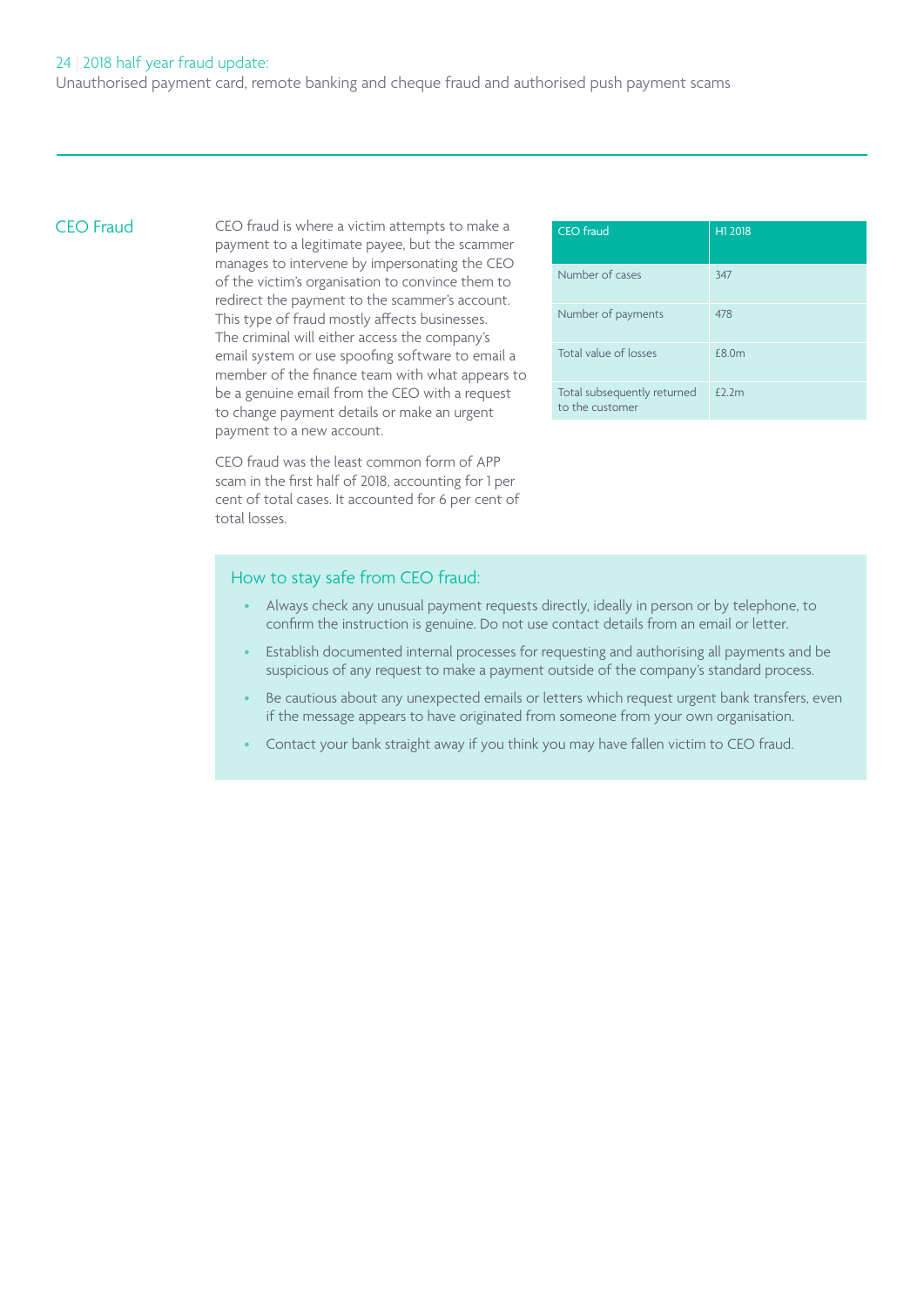## CEO Fraud

CEO fraud is where a victim attempts to make a payment to a legitimate payee, but the scammer manages to intervene by impersonating the CEO of the victim's organisation to convince them to redirect the payment to the scammer's account. This type of fraud mostly affects businesses. The criminal will either access the company's email system or use spoofing software to email a member of the finance team with what appears to be a genuine email from the CEO with a request to change payment details or make an urgent payment to a new account.

CEO fraud was the least common form of APP scam in the first half of 2018, accounting for 1 per cent of total cases. It accounted for 6 per cent of total losses.

| CEO fraud | H1 2018 |
| --- | --- |
| Number of cases | 347 |
| Number of payments | 478 |
| Total value of losses | £8.0m |
| Total subsequently returned to the customer | £2.2m |

### How to stay safe from CEO fraud:

- Always check any unusual payment requests directly, ideally in person or by telephone, to confirm the instruction is genuine. Do not use contact details from an email or letter.
- Establish documented internal processes for requesting and authorising all payments and be suspicious of any request to make a payment outside of the company's standard process.
- Be cautious about any unexpected emails or letters which request urgent bank transfers, even if the message appears to have originated from someone from your own organisation.
- Contact your bank straight away if you think you may have fallen victim to CEO fraud.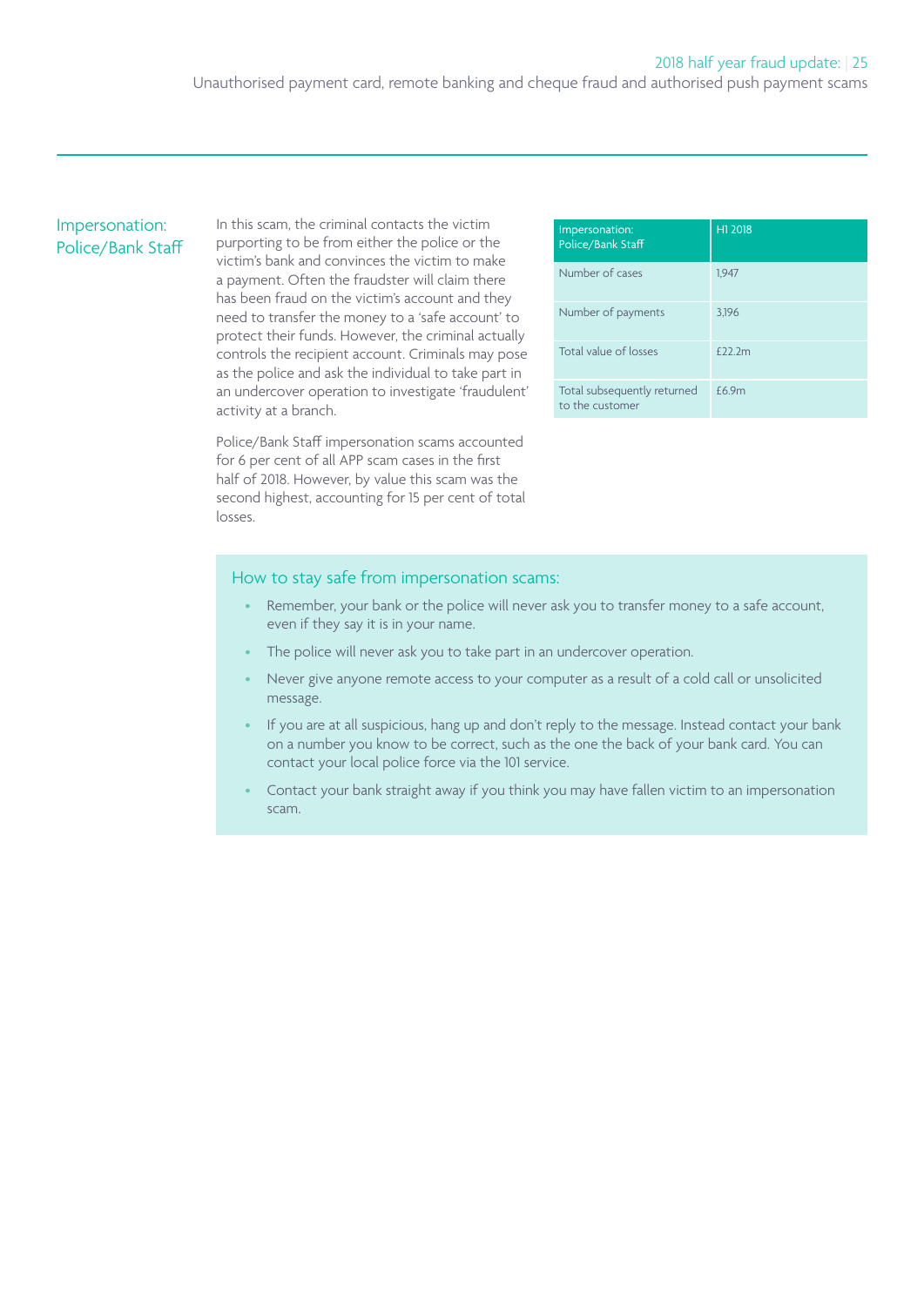## Impersonation: Police/Bank Staff

In this scam, the criminal contacts the victim purporting to be from either the police or the victim's bank and convinces the victim to make a payment. Often the fraudster will claim there has been fraud on the victim's account and they need to transfer the money to a 'safe account' to protect their funds. However, the criminal actually controls the recipient account. Criminals may pose as the police and ask the individual to take part in an undercover operation to investigate 'fraudulent' activity at a branch.

Police/Bank Staff impersonation scams accounted for 6 per cent of all APP scam cases in the first half of 2018. However, by value this scam was the second highest, accounting for 15 per cent of total losses.

| Impersonation: Police/Bank Staff | H1 2018 |
|---|---|
| Number of cases | 1,947 |
| Number of payments | 3,196 |
| Total value of losses | £22.2m |
| Total subsequently returned to the customer | £6.9m |

### How to stay safe from impersonation scams:

- Remember, your bank or the police will never ask you to transfer money to a safe account, even if they say it is in your name.
- The police will never ask you to take part in an undercover operation.
- Never give anyone remote access to your computer as a result of a cold call or unsolicited message.
- If you are at all suspicious, hang up and don't reply to the message. Instead contact your bank on a number you know to be correct, such as the one the back of your bank card. You can contact your local police force via the 101 service.
- Contact your bank straight away if you think you may have fallen victim to an impersonation scam.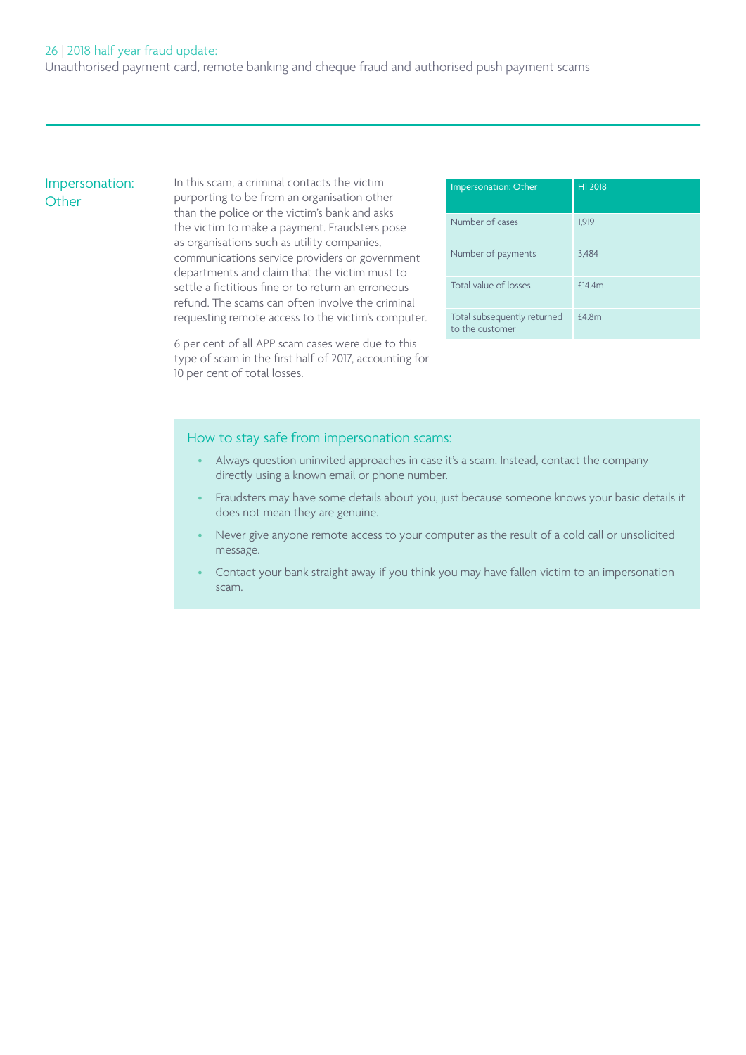## Impersonation: Other

In this scam, a criminal contacts the victim purporting to be from an organisation other than the police or the victim's bank and asks the victim to make a payment. Fraudsters pose as organisations such as utility companies, communications service providers or government departments and claim that the victim must to settle a fictitious fine or to return an erroneous refund. The scams can often involve the criminal requesting remote access to the victim's computer.

6 per cent of all APP scam cases were due to this type of scam in the first half of 2017, accounting for 10 per cent of total losses.

| Impersonation: Other | H1 2018 |
| --- | --- |
| Number of cases | 1,919 |
| Number of payments | 3,484 |
| Total value of losses | £14.4m |
| Total subsequently returned to the customer | £4.8m |

### How to stay safe from impersonation scams:

- Always question uninvited approaches in case it's a scam. Instead, contact the company directly using a known email or phone number.
- Fraudsters may have some details about you, just because someone knows your basic details it does not mean they are genuine.
- Never give anyone remote access to your computer as the result of a cold call or unsolicited message.
- Contact your bank straight away if you think you may have fallen victim to an impersonation scam.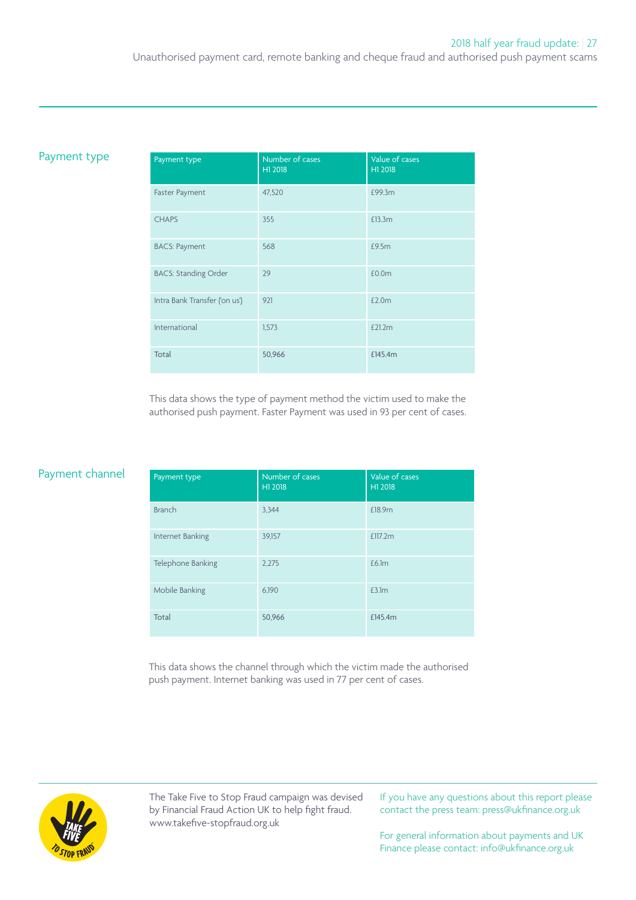## Payment type

| Payment type | Number of cases H1 2018 | Value of cases H1 2018 |
|---|---|---|
| Faster Payment | 47,520 | £99.3m |
| CHAPS | 355 | £13.3m |
| BACS: Payment | 568 | £9.5m |
| BACS: Standing Order | 29 | £0.0m |
| Intra Bank Transfer ('on us') | 921 | £2.0m |
| International | 1,573 | £21.2m |
| Total | 50,966 | £145.4m |

This data shows the type of payment method the victim used to make the authorised push payment. Faster Payment was used in 93 per cent of cases.

## Payment channel

| Payment type | Number of cases H1 2018 | Value of cases H1 2018 |
|---|---|---|
| Branch | 3,344 | £18.9m |
| Internet Banking | 39,157 | £117.2m |
| Telephone Banking | 2,275 | £6.1m |
| Mobile Banking | 6,190 | £3.1m |
| Total | 50,966 | £145.4m |

This data shows the channel through which the victim made the authorised push payment. Internet banking was used in 77 per cent of cases.

The Take Five to Stop Fraud campaign was devised by Financial Fraud Action UK to help fight fraud. www.takefive-stopfraud.org.uk

If you have any questions about this report please contact the press team: press@ukfinance.org.uk

For general information about payments and UK Finance please contact: info@ukfinance.org.uk